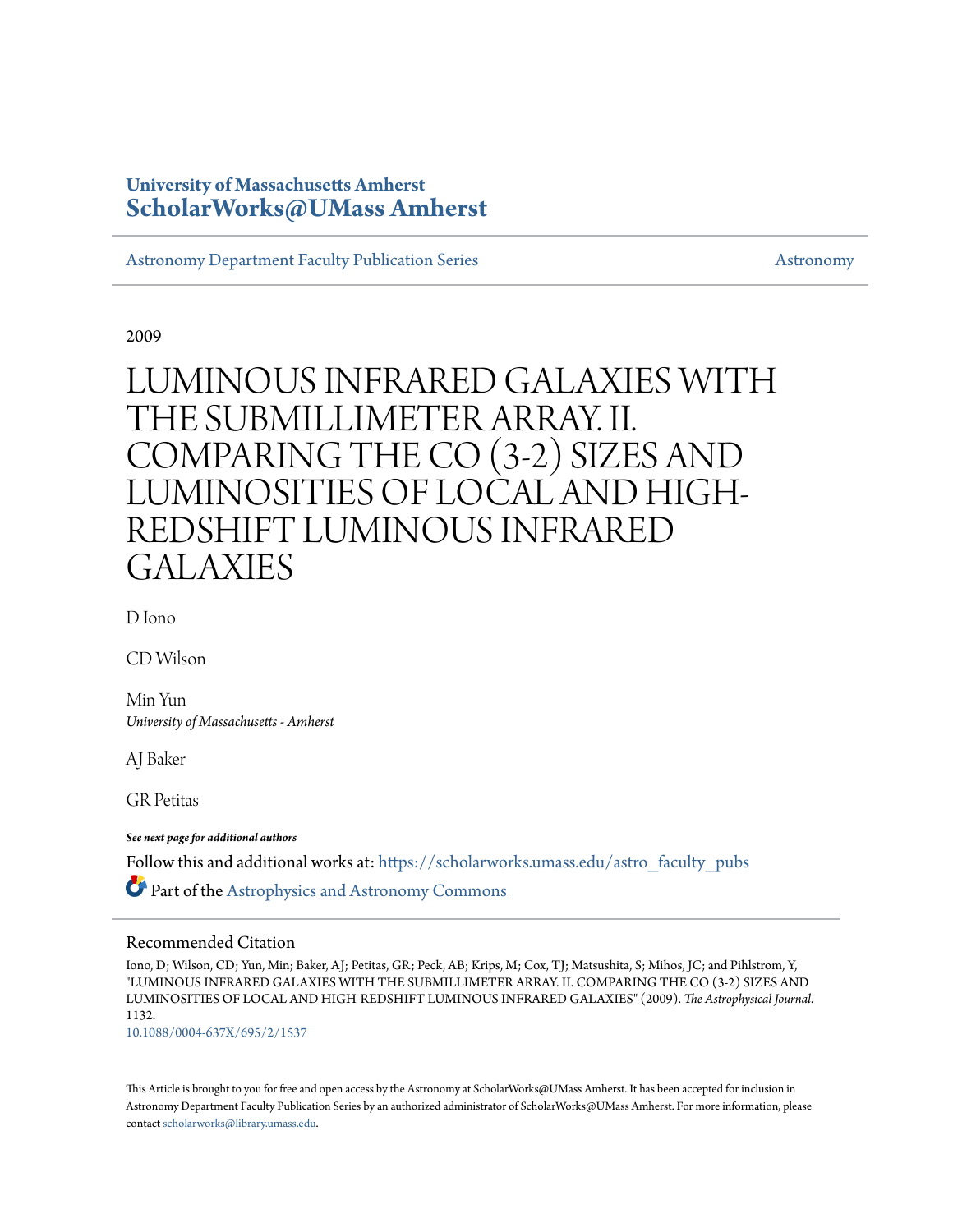University of Massachusetts Amherst
**ScholarWorks@UMass Amherst**

Astronomy Department Faculty Publication Series | Astronomy

2009

# LUMINOUS INFRARED GALAXIES WITH THE SUBMILLIMETER ARRAY. II. COMPARING THE CO (3-2) SIZES AND LUMINOSITIES OF LOCAL AND HIGH-REDSHIFT LUMINOUS INFRARED GALAXIES

D Iono

CD Wilson

Min Yun
*University of Massachusetts - Amherst*

AJ Baker

GR Petitas

***See next page for additional authors***

Follow this and additional works at: https://scholarworks.umass.edu/astro_faculty_pubs

Part of the Astrophysics and Astronomy Commons

## Recommended Citation

Iono, D; Wilson, CD; Yun, Min; Baker, AJ; Petitas, GR; Peck, AB; Krips, M; Cox, TJ; Matsushita, S; Mihos, JC; and Pihlstrom, Y, "LUMINOUS INFRARED GALAXIES WITH THE SUBMILLIMETER ARRAY. II. COMPARING THE CO (3-2) SIZES AND LUMINOSITIES OF LOCAL AND HIGH-REDSHIFT LUMINOUS INFRARED GALAXIES" (2009). *The Astrophysical Journal*. 1132.
10.1088/0004-637X/695/2/1537

This Article is brought to you for free and open access by the Astronomy at ScholarWorks@UMass Amherst. It has been accepted for inclusion in Astronomy Department Faculty Publication Series by an authorized administrator of ScholarWorks@UMass Amherst. For more information, please contact scholarworks@library.umass.edu.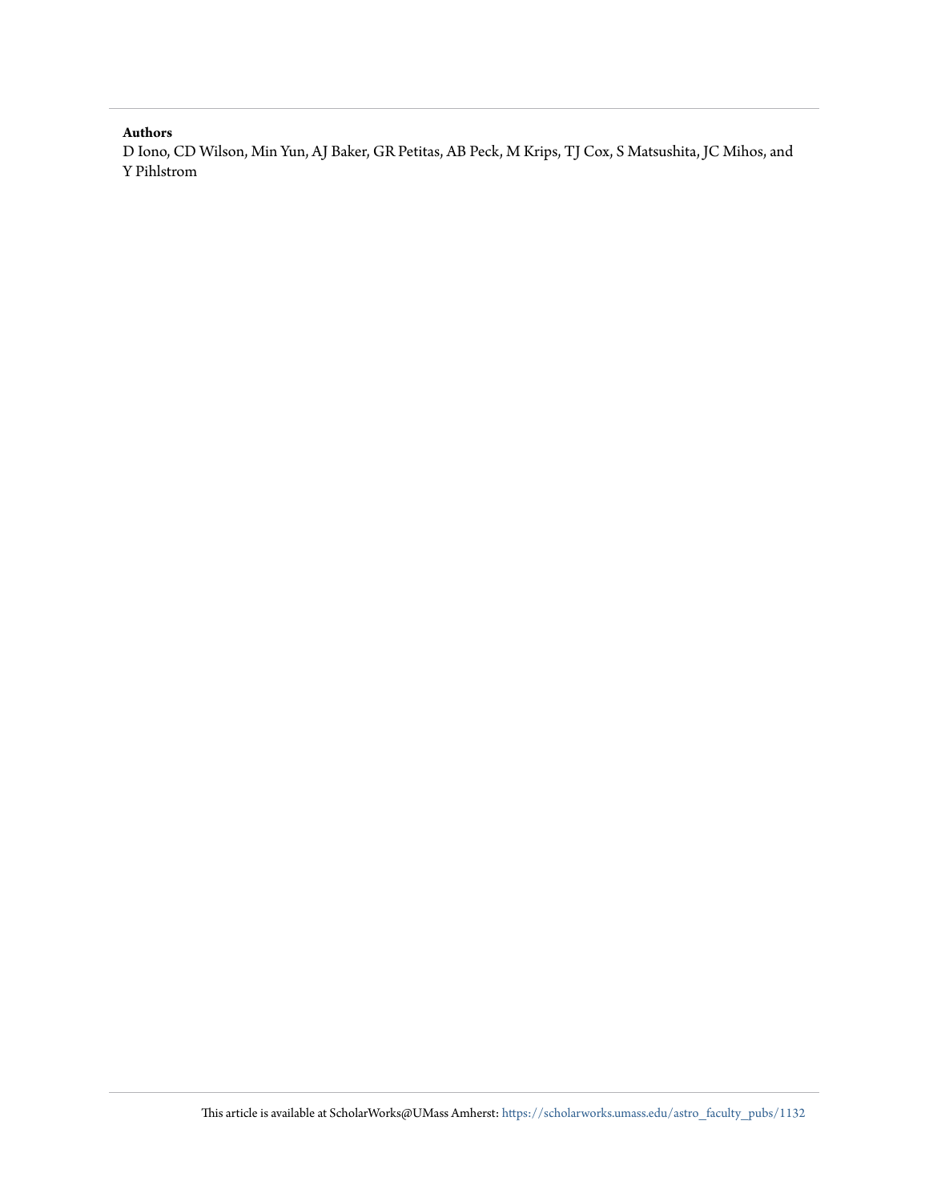**Authors**

D Iono, CD Wilson, Min Yun, AJ Baker, GR Petitas, AB Peck, M Krips, TJ Cox, S Matsushita, JC Mihos, and Y Pihlstrom

This article is available at ScholarWorks@UMass Amherst: https://scholarworks.umass.edu/astro_faculty_pubs/1132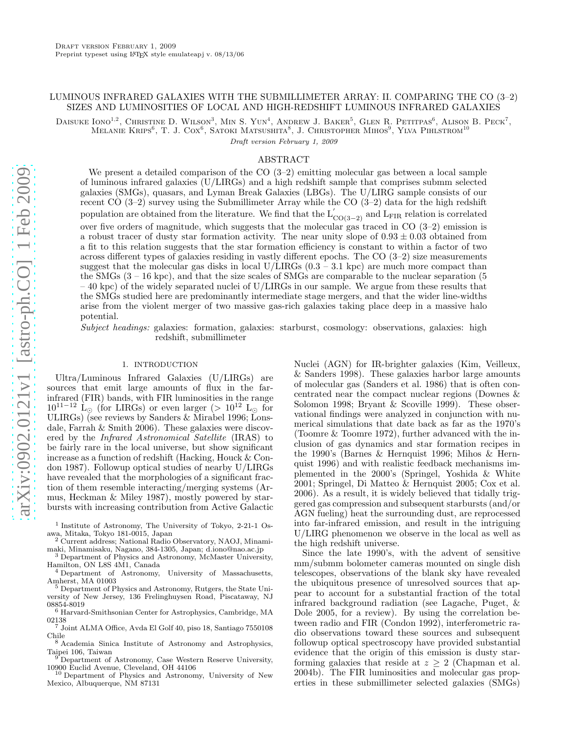Draft version February 1, 2009
Preprint typeset using LATEX style emulateapj v. 08/13/06

# LUMINOUS INFRARED GALAXIES WITH THE SUBMILLIMETER ARRAY: II. COMPARING THE CO (3–2) SIZES AND LUMINOSITIES OF LOCAL AND HIGH-REDSHIFT LUMINOUS INFRARED GALAXIES

Daisuke Iono[1,2], Christine D. Wilson[3], Min S. Yun[4], Andrew J. Baker[5], Glen R. Petitpas[6], Alison B. Peck[7], Melanie Krips[6], T. J. Cox[6], Satoki Matsushita[8], J. Christopher Mihos[9], Ylva Pihlstrom[10]

*Draft version February 1, 2009*

## ABSTRACT

We present a detailed comparison of the CO (3–2) emitting molecular gas between a local sample of luminous infrared galaxies (U/LIRGs) and a high redshift sample that comprises submm selected galaxies (SMGs), quasars, and Lyman Break Galaxies (LBGs). The U/LIRG sample consists of our recent CO (3–2) survey using the Submillimeter Array while the CO (3–2) data for the high redshift population are obtained from the literature. We find that the $L^{'}_{CO(3-2)}$ and $L_{FIR}$ relation is correlated over five orders of magnitude, which suggests that the molecular gas traced in CO (3–2) emission is a robust tracer of dusty star formation activity. The near unity slope of $0.93 \pm 0.03$ obtained from a fit to this relation suggests that the star formation efficiency is constant to within a factor of two across different types of galaxies residing in vastly different epochs. The CO (3–2) size measurements suggest that the molecular gas disks in local U/LIRGs (0.3 – 3.1 kpc) are much more compact than the SMGs (3 – 16 kpc), and that the size scales of SMGs are comparable to the nuclear separation (5 – 40 kpc) of the widely separated nuclei of U/LIRGs in our sample. We argue from these results that the SMGs studied here are predominantly intermediate stage mergers, and that the wider line-widths arise from the violent merger of two massive gas-rich galaxies taking place deep in a massive halo potential.

*Subject headings:* galaxies: formation, galaxies: starburst, cosmology: observations, galaxies: high redshift, submillimeter

## 1. INTRODUCTION

Ultra/Luminous Infrared Galaxies (U/LIRGs) are sources that emit large amounts of flux in the far-infrared (FIR) bands, with FIR luminosities in the range $10^{11-12}$ $L_{\odot}$ (for LIRGs) or even larger ($> 10^{12}$ $L_{\odot}$ for ULIRGs) (see reviews by Sanders & Mirabel 1996; Lonsdale, Farrah & Smith 2006). These galaxies were discovered by the *Infrared Astronomical Satellite* (IRAS) to be fairly rare in the local universe, but show significant increase as a function of redshift (Hacking, Houck & Condon 1987). Followup optical studies of nearby U/LIRGs have revealed that the morphologies of a significant fraction of them resemble interacting/merging systems (Armus, Heckman & Miley 1987), mostly powered by starbursts with increasing contribution from Active Galactic Nuclei (AGN) for IR-brighter galaxies (Kim, Veilleux, & Sanders 1998). These galaxies harbor large amounts of molecular gas (Sanders et al. 1986) that is often concentrated near the compact nuclear regions (Downes & Solomon 1998; Bryant & Scoville 1999). These observational findings were analyzed in conjunction with numerical simulations that date back as far as the 1970's (Toomre & Toomre 1972), further advanced with the inclusion of gas dynamics and star formation recipes in the 1990's (Barnes & Hernquist 1996; Mihos & Hernquist 1996) and with realistic feedback mechanisms implemented in the 2000's (Springel, Yoshida & White 2001; Springel, Di Matteo & Hernquist 2005; Cox et al. 2006). As a result, it is widely believed that tidally triggered gas compression and subsequent starbursts (and/or AGN fueling) heat the surrounding dust, are reprocessed into far-infrared emission, and result in the intriguing U/LIRG phenomenon we observe in the local as well as the high redshift universe.

Since the late 1990's, with the advent of sensitive mm/submm bolometer cameras mounted on single dish telescopes, observations of the blank sky have revealed the ubiquitous presence of unresolved sources that appear to account for a substantial fraction of the total infrared background radiation (see Lagache, Puget, & Dole 2005, for a review). By using the correlation between radio and FIR (Condon 1992), interferometric radio observations toward these sources and subsequent followup optical spectroscopy have provided substantial evidence that the origin of this emission is dusty star-forming galaxies that reside at $z \geq 2$ (Chapman et al. 2004b). The FIR luminosities and molecular gas properties in these submillimeter selected galaxies (SMGs)

[1] Institute of Astronomy, The University of Tokyo, 2-21-1 Osawa, Mitaka, Tokyo 181-0015, Japan
[2] Current address; National Radio Observatory, NAOJ, Minamimaki, Minamisaku, Nagano, 384-1305, Japan; d.iono@nao.ac.jp
[3] Department of Physics and Astronomy, McMaster University, Hamilton, ON L8S 4M1, Canada
[4] Department of Astronomy, University of Massachusetts, Amherst, MA 01003
[5] Department of Physics and Astronomy, Rutgers, the State University of New Jersey, 136 Frelinghuysen Road, Piscataway, NJ 08854-8019
[6] Harvard-Smithsonian Center for Astrophysics, Cambridge, MA 02138
[7] Joint ALMA Office, Avda El Golf 40, piso 18, Santiago 7550108 Chile
[8] Academia Sinica Institute of Astronomy and Astrophysics, Taipei 106, Taiwan
[9] Department of Astronomy, Case Western Reserve University, 10900 Euclid Avenue, Cleveland, OH 44106
[10] Department of Physics and Astronomy, University of New Mexico, Albuquerque, NM 87131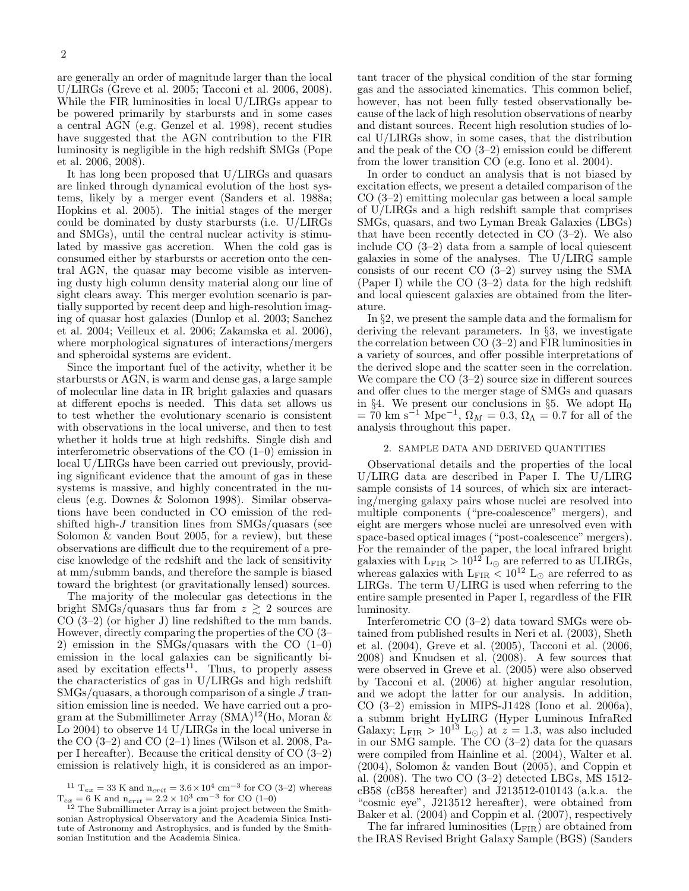are generally an order of magnitude larger than the local U/LIRGs (Greve et al. 2005; Tacconi et al. 2006, 2008). While the FIR luminosities in local U/LIRGs appear to be powered primarily by starbursts and in some cases a central AGN (e.g. Genzel et al. 1998), recent studies have suggested that the AGN contribution to the FIR luminosity is negligible in the high redshift SMGs (Pope et al. 2006, 2008).

It has long been proposed that U/LIRGs and quasars are linked through dynamical evolution of the host systems, likely by a merger event (Sanders et al. 1988a; Hopkins et al. 2005). The initial stages of the merger could be dominated by dusty starbursts (i.e. U/LIRGs and SMGs), until the central nuclear activity is stimulated by massive gas accretion. When the cold gas is consumed either by starbursts or accretion onto the central AGN, the quasar may become visible as intervening dusty high column density material along our line of sight clears away. This merger evolution scenario is partially supported by recent deep and high-resolution imaging of quasar host galaxies (Dunlop et al. 2003; Sanchez et al. 2004; Veilleux et al. 2006; Zakamska et al. 2006), where morphological signatures of interactions/mergers and spheroidal systems are evident.

Since the important fuel of the activity, whether it be starbursts or AGN, is warm and dense gas, a large sample of molecular line data in IR bright galaxies and quasars at different epochs is needed. This data set allows us to test whether the evolutionary scenario is consistent with observations in the local universe, and then to test whether it holds true at high redshifts. Single dish and interferometric observations of the CO (1–0) emission in local U/LIRGs have been carried out previously, providing significant evidence that the amount of gas in these systems is massive, and highly concentrated in the nucleus (e.g. Downes & Solomon 1998). Similar observations have been conducted in CO emission of the redshifted high-$J$ transition lines from SMGs/quasars (see Solomon & vanden Bout 2005, for a review), but these observations are difficult due to the requirement of a precise knowledge of the redshift and the lack of sensitivity at mm/submm bands, and therefore the sample is biased toward the brightest (or gravitationally lensed) sources.

The majority of the molecular gas detections in the bright SMGs/quasars thus far from $z \gtrsim 2$ sources are CO (3–2) (or higher J) line redshifted to the mm bands. However, directly comparing the properties of the CO (3–2) emission in the SMGs/quasars with the CO (1–0) emission in the local galaxies can be significantly biased by excitation effects[11]. Thus, to properly assess the characteristics of gas in U/LIRGs and high redshift SMGs/quasars, a thorough comparison of a single $J$ transition emission line is needed. We have carried out a program at the Submillimeter Array (SMA)[12](Ho, Moran & Lo 2004) to observe 14 U/LIRGs in the local universe in the CO (3–2) and CO (2–1) lines (Wilson et al. 2008, Paper I hereafter). Because the critical density of CO (3–2) emission is relatively high, it is considered as an important tracer of the physical condition of the star forming gas and the associated kinematics. This common belief, however, has not been fully tested observationally because of the lack of high resolution observations of nearby and distant sources. Recent high resolution studies of local U/LIRGs show, in some cases, that the distribution and the peak of the CO (3–2) emission could be different from the lower transition CO (e.g. Iono et al. 2004).

In order to conduct an analysis that is not biased by excitation effects, we present a detailed comparison of the CO (3–2) emitting molecular gas between a local sample of U/LIRGs and a high redshift sample that comprises SMGs, quasars, and two Lyman Break Galaxies (LBGs) that have been recently detected in CO (3–2). We also include CO (3–2) data from a sample of local quiescent galaxies in some of the analyses. The U/LIRG sample consists of our recent CO (3–2) survey using the SMA (Paper I) while the CO (3–2) data for the high redshift and local quiescent galaxies are obtained from the literature.

In §2, we present the sample data and the formalism for deriving the relevant parameters. In §3, we investigate the correlation between CO (3–2) and FIR luminosities in a variety of sources, and offer possible interpretations of the derived slope and the scatter seen in the correlation. We compare the CO (3–2) source size in different sources and offer clues to the merger stage of SMGs and quasars in §4. We present our conclusions in §5. We adopt $H_0 = 70$ km s$^{-1}$ Mpc$^{-1}$, $\Omega_M = 0.3$, $\Omega_\Lambda = 0.7$ for all of the analysis throughout this paper.

## 2. SAMPLE DATA AND DERIVED QUANTITIES

Observational details and the properties of the local U/LIRG data are described in Paper I. The U/LIRG sample consists of 14 sources, of which six are interacting/merging galaxy pairs whose nuclei are resolved into multiple components ("pre-coalescence" mergers), and eight are mergers whose nuclei are unresolved even with space-based optical images ("post-coalescence" mergers). For the remainder of the paper, the local infrared bright galaxies with $L_{FIR} > 10^{12}$ $L_\odot$ are referred to as ULIRGs, whereas galaxies with $L_{FIR} < 10^{12}$ $L_\odot$ are referred to as LIRGs. The term U/LIRG is used when referring to the entire sample presented in Paper I, regardless of the FIR luminosity.

Interferometric CO (3–2) data toward SMGs were obtained from published results in Neri et al. (2003), Sheth et al. (2004), Greve et al. (2005), Tacconi et al. (2006, 2008) and Knudsen et al. (2008). A few sources that were observed in Greve et al. (2005) were also observed by Tacconi et al. (2006) at higher angular resolution, and we adopt the latter for our analysis. In addition, CO (3–2) emission in MIPS-J1428 (Iono et al. 2006a), a submm bright HyLIRG (Hyper Luminous InfraRed Galaxy; $L_{FIR} > 10^{13}$ $L_\odot$) at $z = 1.3$, was also included in our SMG sample. The CO (3–2) data for the quasars were compiled from Hainline et al. (2004), Walter et al. (2004), Solomon & vanden Bout (2005), and Coppin et al. (2008). The two CO (3–2) detected LBGs, MS 1512-cB58 (cB58 hereafter) and J213512-010143 (a.k.a. the "cosmic eye", J213512 hereafter), were obtained from Baker et al. (2004) and Coppin et al. (2007), respectively

The far infrared luminosities ($L_{FIR}$) are obtained from the IRAS Revised Bright Galaxy Sample (BGS) (Sanders

[11] $T_{ex} = 33$ K and $n_{crit} = 3.6 \times 10^4$ cm$^{-3}$ for CO (3–2) whereas $T_{ex} = 6$ K and $n_{crit} = 2.2 \times 10^3$ cm$^{-3}$ for CO (1–0)

[12] The Submillimeter Array is a joint project between the Smithsonian Astrophysical Observatory and the Academia Sinica Institute of Astronomy and Astrophysics, and is funded by the Smithsonian Institution and the Academia Sinica.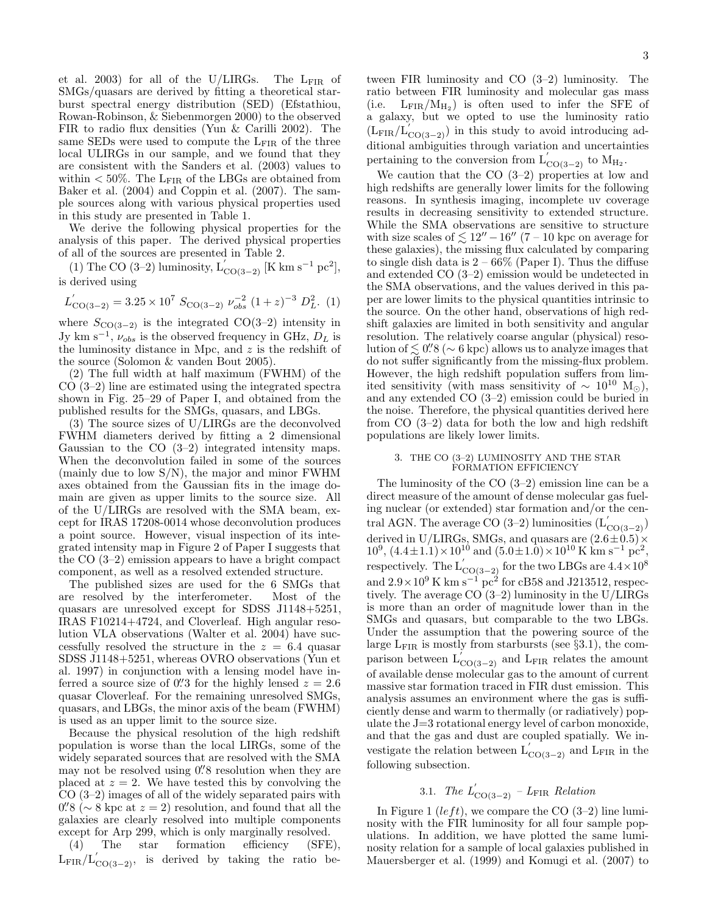et al. 2003) for all of the U/LIRGs. The $L_{FIR}$ of SMGs/quasars are derived by fitting a theoretical starburst spectral energy distribution (SED) (Efstathiou, Rowan-Robinson, & Siebenmorgen 2000) to the observed FIR to radio flux densities (Yun & Carilli 2002). The same SEDs were used to compute the $L_{FIR}$ of the three local ULIRGs in our sample, and we found that they are consistent with the Sanders et al. (2003) values to within < 50%. The $L_{FIR}$ of the LBGs are obtained from Baker et al. (2004) and Coppin et al. (2007). The sample sources along with various physical properties used in this study are presented in Table 1.

We derive the following physical properties for the analysis of this paper. The derived physical properties of all of the sources are presented in Table 2.

(1) The CO (3–2) luminosity, $L'_{CO(3-2)}$ [K km s$^{-1}$ pc$^2$], is derived using

$$L'_{CO(3-2)} = 3.25 \times 10^7 \; S_{CO(3-2)} \; \nu_{obs}^{-2} \; (1+z)^{-3} \; D_L^2. \quad (1)$$

where $S_{CO(3-2)}$ is the integrated CO(3–2) intensity in Jy km s$^{-1}$, $\nu_{obs}$ is the observed frequency in GHz, $D_L$ is the luminosity distance in Mpc, and $z$ is the redshift of the source (Solomon & vanden Bout 2005).

(2) The full width at half maximum (FWHM) of the CO (3–2) line are estimated using the integrated spectra shown in Fig. 25–29 of Paper I, and obtained from the published results for the SMGs, quasars, and LBGs.

(3) The source sizes of U/LIRGs are the deconvolved FWHM diameters derived by fitting a 2 dimensional Gaussian to the CO (3–2) integrated intensity maps. When the deconvolution failed in some of the sources (mainly due to low S/N), the major and minor FWHM axes obtained from the Gaussian fits in the image domain are given as upper limits to the source size. All of the U/LIRGs are resolved with the SMA beam, except for IRAS 17208-0014 whose deconvolution produces a point source. However, visual inspection of its integrated intensity map in Figure 2 of Paper I suggests that the CO (3–2) emission appears to have a bright compact component, as well as a resolved extended structure.

The published sizes are used for the 6 SMGs that are resolved by the interferometer. Most of the quasars are unresolved except for SDSS J1148+5251, IRAS F10214+4724, and Cloverleaf. High angular resolution VLA observations (Walter et al. 2004) have successfully resolved the structure in the $z = 6.4$ quasar SDSS J1148+5251, whereas OVRO observations (Yun et al. 1997) in conjunction with a lensing model have inferred a source size of 0.″3 for the highly lensed $z = 2.6$ quasar Cloverleaf. For the remaining unresolved SMGs, quasars, and LBGs, the minor axis of the beam (FWHM) is used as an upper limit to the source size.

Because the physical resolution of the high redshift population is worse than the local LIRGs, some of the widely separated sources that are resolved with the SMA may not be resolved using 0.″8 resolution when they are placed at $z = 2$. We have tested this by convolving the CO (3–2) images of all of the widely separated pairs with 0.″8 (∼ 8 kpc at $z = 2$) resolution, and found that all the galaxies are clearly resolved into multiple components except for Arp 299, which is only marginally resolved.

(4) The star formation efficiency (SFE), $L_{FIR}/L'_{CO(3-2)}$, is derived by taking the ratio between FIR luminosity and CO (3–2) luminosity. The ratio between FIR luminosity and molecular gas mass (i.e. $L_{FIR}/M_{H_2}$) is often used to infer the SFE of a galaxy, but we opted to use the luminosity ratio ($L_{FIR}/L'_{CO(3-2)}$) in this study to avoid introducing additional ambiguities through variation and uncertainties pertaining to the conversion from $L'_{CO(3-2)}$ to $M_{H_2}$.

We caution that the CO (3–2) properties at low and high redshifts are generally lower limits for the following reasons. In synthesis imaging, incomplete uv coverage results in decreasing sensitivity to extended structure. While the SMA observations are sensitive to structure with size scales of $\lesssim 12'' - 16''$ (7 – 10 kpc on average for these galaxies), the missing flux calculated by comparing to single dish data is 2 – 66% (Paper I). Thus the diffuse and extended CO (3–2) emission would be undetected in the SMA observations, and the values derived in this paper are lower limits to the physical quantities intrinsic to the source. On the other hand, observations of high redshift galaxies are limited in both sensitivity and angular resolution. The relatively coarse angular (physical) resolution of $\lesssim$ 0.″8 (∼ 6 kpc) allows us to analyze images that do not suffer significantly from the missing-flux problem. However, the high redshift population suffers from limited sensitivity (with mass sensitivity of $\sim 10^{10}$ M$_\odot$), and any extended CO (3–2) emission could be buried in the noise. Therefore, the physical quantities derived here from CO (3–2) data for both the low and high redshift populations are likely lower limits.

## 3. THE CO (3–2) LUMINOSITY AND THE STAR FORMATION EFFICIENCY

The luminosity of the CO (3–2) emission line can be a direct measure of the amount of dense molecular gas fueling nuclear (or extended) star formation and/or the central AGN. The average CO (3–2) luminosities ($L'_{CO(3-2)}$) derived in U/LIRGs, SMGs, and quasars are $(2.6\pm0.5)\times10^9$, $(4.4\pm1.1)\times10^{10}$ and $(5.0\pm1.0)\times10^{10}$ K km s$^{-1}$ pc$^2$, respectively. The $L'_{CO(3-2)}$ for the two LBGs are $4.4\times10^8$ and $2.9\times10^9$ K km s$^{-1}$ pc$^2$ for cB58 and J213512, respectively. The average CO (3–2) luminosity in the U/LIRGs is more than an order of magnitude lower than in the SMGs and quasars, but comparable to the two LBGs. Under the assumption that the powering source of the large $L_{FIR}$ is mostly from starbursts (see §3.1), the comparison between $L'_{CO(3-2)}$ and $L_{FIR}$ relates the amount of available dense molecular gas to the amount of current massive star formation traced in FIR dust emission. This analysis assumes an environment where the gas is sufficiently dense and warm to thermally (or radiatively) populate the J=3 rotational energy level of carbon monoxide, and that the gas and dust are coupled spatially. We investigate the relation between $L'_{CO(3-2)}$ and $L_{FIR}$ in the following subsection.

### 3.1. *The* $L'_{CO(3-2)}$ *–* $L_{FIR}$ *Relation*

In Figure 1 (*left*), we compare the CO (3–2) line luminosity with the FIR luminosity for all four sample populations. In addition, we have plotted the same luminosity relation for a sample of local galaxies published in Mauersberger et al. (1999) and Komugi et al. (2007) to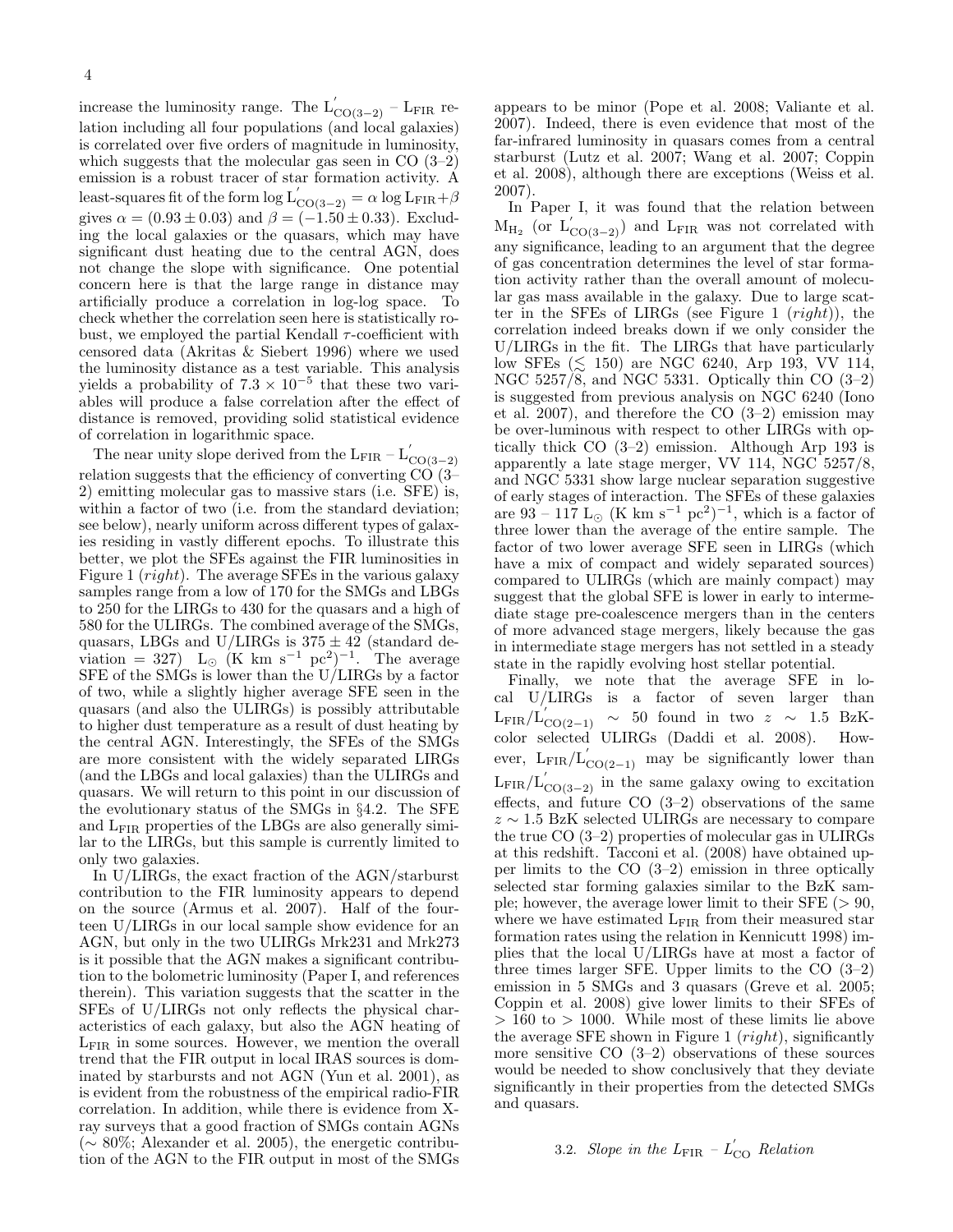increase the luminosity range. The $L'_{CO(3-2)}$ – $L_{FIR}$ relation including all four populations (and local galaxies) is correlated over five orders of magnitude in luminosity, which suggests that the molecular gas seen in CO (3–2) emission is a robust tracer of star formation activity. A least-squares fit of the form $\log L'_{CO(3-2)} = \alpha \log L_{FIR} + \beta$ gives $\alpha = (0.93 \pm 0.03)$ and $\beta = (-1.50 \pm 0.33)$. Excluding the local galaxies or the quasars, which may have significant dust heating due to the central AGN, does not change the slope with significance. One potential concern here is that the large range in distance may artificially produce a correlation in log-log space. To check whether the correlation seen here is statistically robust, we employed the partial Kendall $\tau$-coefficient with censored data (Akritas & Siebert 1996) where we used the luminosity distance as a test variable. This analysis yields a probability of $7.3 \times 10^{-5}$ that these two variables will produce a false correlation after the effect of distance is removed, providing solid statistical evidence of correlation in logarithmic space.

The near unity slope derived from the $L_{FIR}$ – $L'_{CO(3-2)}$ relation suggests that the efficiency of converting CO (3–2) emitting molecular gas to massive stars (i.e. SFE) is, within a factor of two (i.e. from the standard deviation; see below), nearly uniform across different types of galaxies residing in vastly different epochs. To illustrate this better, we plot the SFEs against the FIR luminosities in Figure 1 (*right*). The average SFEs in the various galaxy samples range from a low of 170 for the SMGs and LBGs to 250 for the LIRGs to 430 for the quasars and a high of 580 for the ULIRGs. The combined average of the SMGs, quasars, LBGs and U/LIRGs is $375 \pm 42$ (standard deviation = 327) $L_\odot$ (K km s$^{-1}$ pc$^2$)$^{-1}$. The average SFE of the SMGs is lower than the U/LIRGs by a factor of two, while a slightly higher average SFE seen in the quasars (and also the ULIRGs) is possibly attributable to higher dust temperature as a result of dust heating by the central AGN. Interestingly, the SFEs of the SMGs are more consistent with the widely separated LIRGs (and the LBGs and local galaxies) than the ULIRGs and quasars. We will return to this point in our discussion of the evolutionary status of the SMGs in §4.2. The SFE and $L_{FIR}$ properties of the LBGs are also generally similar to the LIRGs, but this sample is currently limited to only two galaxies.

In U/LIRGs, the exact fraction of the AGN/starburst contribution to the FIR luminosity appears to depend on the source (Armus et al. 2007). Half of the fourteen U/LIRGs in our local sample show evidence for an AGN, but only in the two ULIRGs Mrk231 and Mrk273 is it possible that the AGN makes a significant contribution to the bolometric luminosity (Paper I, and references therein). This variation suggests that the scatter in the SFEs of U/LIRGs not only reflects the physical characteristics of each galaxy, but also the AGN heating of $L_{FIR}$ in some sources. However, we mention the overall trend that the FIR output in local IRAS sources is dominated by starbursts and not AGN (Yun et al. 2001), as is evident from the robustness of the empirical radio-FIR correlation. In addition, while there is evidence from X-ray surveys that a good fraction of SMGs contain AGNs ($\sim 80\%$; Alexander et al. 2005), the energetic contribution of the AGN to the FIR output in most of the SMGs appears to be minor (Pope et al. 2008; Valiante et al. 2007). Indeed, there is even evidence that most of the far-infrared luminosity in quasars comes from a central starburst (Lutz et al. 2007; Wang et al. 2007; Coppin et al. 2008), although there are exceptions (Weiss et al. 2007).

In Paper I, it was found that the relation between $M_{H_2}$ (or $L'_{CO(3-2)}$) and $L_{FIR}$ was not correlated with any significance, leading to an argument that the degree of gas concentration determines the level of star formation activity rather than the overall amount of molecular gas mass available in the galaxy. Due to large scatter in the SFEs of LIRGs (see Figure 1 (*right*)), the correlation indeed breaks down if we only consider the U/LIRGs in the fit. The LIRGs that have particularly low SFEs ($\lesssim 150$) are NGC 6240, Arp 193, VV 114, NGC 5257/8, and NGC 5331. Optically thin CO (3–2) is suggested from previous analysis on NGC 6240 (Iono et al. 2007), and therefore the CO (3–2) emission may be over-luminous with respect to other LIRGs with optically thick CO (3–2) emission. Although Arp 193 is apparently a late stage merger, VV 114, NGC 5257/8, and NGC 5331 show large nuclear separation suggestive of early stages of interaction. The SFEs of these galaxies are 93 – 117 $L_\odot$ (K km s$^{-1}$ pc$^2$)$^{-1}$, which is a factor of three lower than the average of the entire sample. The factor of two lower average SFE seen in LIRGs (which have a mix of compact and widely separated sources) compared to ULIRGs (which are mainly compact) may suggest that the global SFE is lower in early to intermediate stage pre-coalescence mergers than in the centers of more advanced stage mergers, likely because the gas in intermediate stage mergers has not settled in a steady state in the rapidly evolving host stellar potential.

Finally, we note that the average SFE in local U/LIRGs is a factor of seven larger than $L_{FIR}/L'_{CO(2-1)} \sim 50$ found in two $z \sim 1.5$ BzK-color selected ULIRGs (Daddi et al. 2008). However, $L_{FIR}/L'_{CO(2-1)}$ may be significantly lower than $L_{FIR}/L'_{CO(3-2)}$ in the same galaxy owing to excitation effects, and future CO (3–2) observations of the same $z \sim 1.5$ BzK selected ULIRGs are necessary to compare the true CO (3–2) properties of molecular gas in ULIRGs at this redshift. Tacconi et al. (2008) have obtained upper limits to the CO (3–2) emission in three optically selected star forming galaxies similar to the BzK sample; however, the average lower limit to their SFE ($> 90$, where we have estimated $L_{FIR}$ from their measured star formation rates using the relation in Kennicutt 1998) implies that the local U/LIRGs have at most a factor of three times larger SFE. Upper limits to the CO (3–2) emission in 5 SMGs and 3 quasars (Greve et al. 2005; Coppin et al. 2008) give lower limits to their SFEs of $> 160$ to $> 1000$. While most of these limits lie above the average SFE shown in Figure 1 (*right*), significantly more sensitive CO (3–2) observations of these sources would be needed to show conclusively that they deviate significantly in their properties from the detected SMGs and quasars.

### 3.2. *Slope in the $L_{FIR}$ – $L'_{CO}$ Relation*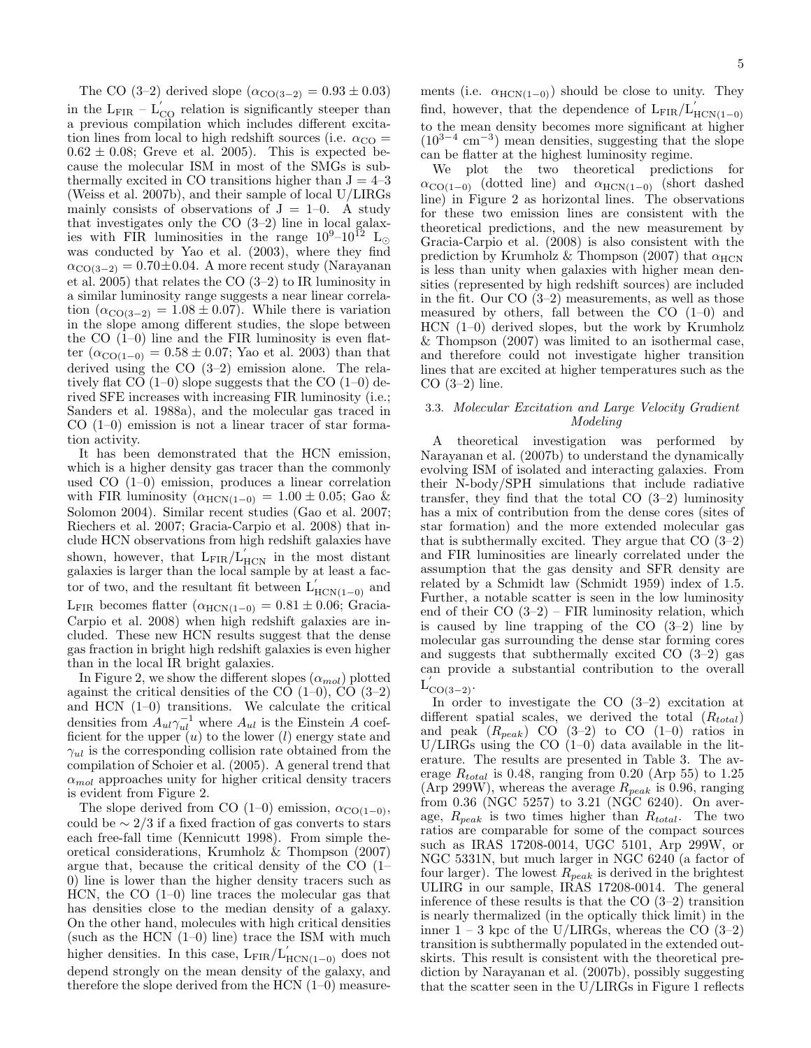The CO (3–2) derived slope ($\alpha_{CO(3-2)} = 0.93 \pm 0.03$) in the $L_{FIR}$ – $L'_{CO}$ relation is significantly steeper than a previous compilation which includes different excitation lines from local to high redshift sources (i.e. $\alpha_{CO} = 0.62 \pm 0.08$; Greve et al. 2005). This is expected because the molecular ISM in most of the SMGs is subthermally excited in CO transitions higher than J = 4–3 (Weiss et al. 2007b), and their sample of local U/LIRGs mainly consists of observations of J = 1–0. A study that investigates only the CO (3–2) line in local galaxies with FIR luminosities in the range $10^9$–$10^{12}$ $L_\odot$ was conducted by Yao et al. (2003), where they find $\alpha_{CO(3-2)} = 0.70 \pm 0.04$. A more recent study (Narayanan et al. 2005) that relates the CO (3–2) to IR luminosity in a similar luminosity range suggests a near linear correlation ($\alpha_{CO(3-2)} = 1.08 \pm 0.07$). While there is variation in the slope among different studies, the slope between the CO (1–0) line and the FIR luminosity is even flatter ($\alpha_{CO(1-0)} = 0.58 \pm 0.07$; Yao et al. 2003) than that derived using the CO (3–2) emission alone. The relatively flat CO (1–0) slope suggests that the CO (1–0) derived SFE increases with increasing FIR luminosity (i.e.; Sanders et al. 1988a), and the molecular gas traced in CO (1–0) emission is not a linear tracer of star formation activity.

It has been demonstrated that the HCN emission, which is a higher density gas tracer than the commonly used CO (1–0) emission, produces a linear correlation with FIR luminosity ($\alpha_{HCN(1-0)} = 1.00 \pm 0.05$; Gao & Solomon 2004). Similar recent studies (Gao et al. 2007; Riechers et al. 2007; Gracia-Carpio et al. 2008) that include HCN observations from high redshift galaxies have shown, however, that $L_{FIR}/L'_{HCN}$ in the most distant galaxies is larger than the local sample by at least a factor of two, and the resultant fit between $L'_{HCN(1-0)}$ and $L_{FIR}$ becomes flatter ($\alpha_{HCN(1-0)} = 0.81 \pm 0.06$; Gracia-Carpio et al. 2008) when high redshift galaxies are included. These new HCN results suggest that the dense gas fraction in bright high redshift galaxies is even higher than in the local IR bright galaxies.

In Figure 2, we show the different slopes ($\alpha_{mol}$) plotted against the critical densities of the CO (1–0), CO (3–2) and HCN (1–0) transitions. We calculate the critical densities from $A_{ul}\gamma_{ul}^{-1}$ where $A_{ul}$ is the Einstein $A$ coefficient for the upper ($u$) to the lower ($l$) energy state and $\gamma_{ul}$ is the corresponding collision rate obtained from the compilation of Schoier et al. (2005). A general trend that $\alpha_{mol}$ approaches unity for higher critical density tracers is evident from Figure 2.

The slope derived from CO (1–0) emission, $\alpha_{CO(1-0)}$, could be $\sim 2/3$ if a fixed fraction of gas converts to stars each free-fall time (Kennicutt 1998). From simple theoretical considerations, Krumholz & Thompson (2007) argue that, because the critical density of the CO (1–0) line is lower than the higher density tracers such as HCN, the CO (1–0) line traces the molecular gas that has densities close to the median density of a galaxy. On the other hand, molecules with high critical densities (such as the HCN (1–0) line) trace the ISM with much higher densities. In this case, $L_{FIR}/L'_{HCN(1-0)}$ does not depend strongly on the mean density of the galaxy, and therefore the slope derived from the HCN (1–0) measurements (i.e. $\alpha_{HCN(1-0)}$) should be close to unity. They find, however, that the dependence of $L_{FIR}/L'_{HCN(1-0)}$ to the mean density becomes more significant at higher ($10^{3-4}$ cm$^{-3}$) mean densities, suggesting that the slope can be flatter at the highest luminosity regime.

We plot the two theoretical predictions for $\alpha_{CO(1-0)}$ (dotted line) and $\alpha_{HCN(1-0)}$ (short dashed line) in Figure 2 as horizontal lines. The observations for these two emission lines are consistent with the theoretical predictions, and the new measurement by Gracia-Carpio et al. (2008) is also consistent with the prediction by Krumholz & Thompson (2007) that $\alpha_{HCN}$ is less than unity when galaxies with higher mean densities (represented by high redshift sources) are included in the fit. Our CO (3–2) measurements, as well as those measured by others, fall between the CO (1–0) and HCN (1–0) derived slopes, but the work by Krumholz & Thompson (2007) was limited to an isothermal case, and therefore could not investigate higher transition lines that are excited at higher temperatures such as the CO (3–2) line.

### 3.3. *Molecular Excitation and Large Velocity Gradient Modeling*

A theoretical investigation was performed by Narayanan et al. (2007b) to understand the dynamically evolving ISM of isolated and interacting galaxies. From their N-body/SPH simulations that include radiative transfer, they find that the total CO (3–2) luminosity has a mix of contribution from the dense cores (sites of star formation) and the more extended molecular gas that is subthermally excited. They argue that CO (3–2) and FIR luminosities are linearly correlated under the assumption that the gas density and SFR density are related by a Schmidt law (Schmidt 1959) index of 1.5. Further, a notable scatter is seen in the low luminosity end of their CO (3–2) – FIR luminosity relation, which is caused by line trapping of the CO (3–2) line by molecular gas surrounding the dense star forming cores and suggests that subthermally excited CO (3–2) gas can provide a substantial contribution to the overall $L'_{CO(3-2)}$.

In order to investigate the CO (3–2) excitation at different spatial scales, we derived the total ($R_{total}$) and peak ($R_{peak}$) CO (3–2) to CO (1–0) ratios in U/LIRGs using the CO (1–0) data available in the literature. The results are presented in Table 3. The average $R_{total}$ is 0.48, ranging from 0.20 (Arp 55) to 1.25 (Arp 299W), whereas the average $R_{peak}$ is 0.96, ranging from 0.36 (NGC 5257) to 3.21 (NGC 6240). On average, $R_{peak}$ is two times higher than $R_{total}$. The two ratios are comparable for some of the compact sources such as IRAS 17208-0014, UGC 5101, Arp 299W, or NGC 5331N, but much larger in NGC 6240 (a factor of four larger). The lowest $R_{peak}$ is derived in the brightest ULIRG in our sample, IRAS 17208-0014. The general inference of these results is that the CO (3–2) transition is nearly thermalized (in the optically thick limit) in the inner 1 – 3 kpc of the U/LIRGs, whereas the CO (3–2) transition is subthermally populated in the extended outskirts. This result is consistent with the theoretical prediction by Narayanan et al. (2007b), possibly suggesting that the scatter seen in the U/LIRGs in Figure 1 reflects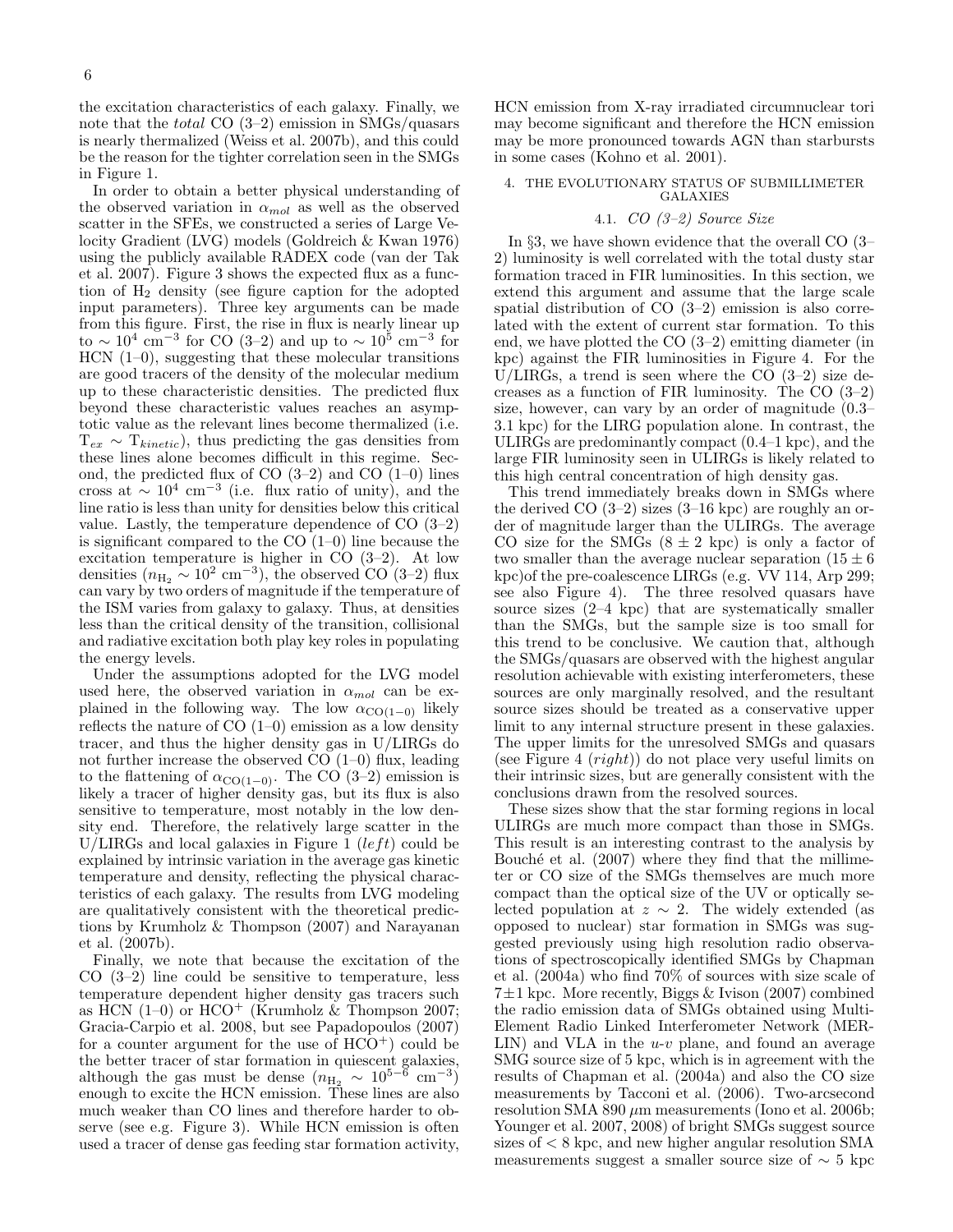the excitation characteristics of each galaxy. Finally, we note that the *total* CO (3–2) emission in SMGs/quasars is nearly thermalized (Weiss et al. 2007b), and this could be the reason for the tighter correlation seen in the SMGs in Figure 1.

In order to obtain a better physical understanding of the observed variation in $\alpha_{mol}$ as well as the observed scatter in the SFEs, we constructed a series of Large Velocity Gradient (LVG) models (Goldreich & Kwan 1976) using the publicly available RADEX code (van der Tak et al. 2007). Figure 3 shows the expected flux as a function of $H_2$ density (see figure caption for the adopted input parameters). Three key arguments can be made from this figure. First, the rise in flux is nearly linear up to $\sim 10^4$ cm$^{-3}$ for CO (3–2) and up to $\sim 10^5$ cm$^{-3}$ for HCN (1–0), suggesting that these molecular transitions are good tracers of the density of the molecular medium up to these characteristic densities. The predicted flux beyond these characteristic values reaches an asymptotic value as the relevant lines become thermalized (i.e. $T_{ex} \sim T_{kinetic}$), thus predicting the gas densities from these lines alone becomes difficult in this regime. Second, the predicted flux of CO (3–2) and CO (1–0) lines cross at $\sim 10^4$ cm$^{-3}$ (i.e. flux ratio of unity), and the line ratio is less than unity for densities below this critical value. Lastly, the temperature dependence of CO (3–2) is significant compared to the CO (1–0) line because the excitation temperature is higher in CO (3–2). At low densities ($n_{H_2} \sim 10^2$ cm$^{-3}$), the observed CO (3–2) flux can vary by two orders of magnitude if the temperature of the ISM varies from galaxy to galaxy. Thus, at densities less than the critical density of the transition, collisional and radiative excitation both play key roles in populating the energy levels.

Under the assumptions adopted for the LVG model used here, the observed variation in $\alpha_{mol}$ can be explained in the following way. The low $\alpha_{CO(1-0)}$ likely reflects the nature of CO (1–0) emission as a low density tracer, and thus the higher density gas in U/LIRGs do not further increase the observed CO (1–0) flux, leading to the flattening of $\alpha_{CO(1-0)}$. The CO (3–2) emission is likely a tracer of higher density gas, but its flux is also sensitive to temperature, most notably in the low density end. Therefore, the relatively large scatter in the U/LIRGs and local galaxies in Figure 1 (*left*) could be explained by intrinsic variation in the average gas kinetic temperature and density, reflecting the physical characteristics of each galaxy. The results from LVG modeling are qualitatively consistent with the theoretical predictions by Krumholz & Thompson (2007) and Narayanan et al. (2007b).

Finally, we note that because the excitation of the CO (3–2) line could be sensitive to temperature, less temperature dependent higher density gas tracers such as HCN (1–0) or HCO$^+$ (Krumholz & Thompson 2007; Gracia-Carpio et al. 2008, but see Papadopoulos (2007) for a counter argument for the use of HCO$^+$) could be the better tracer of star formation in quiescent galaxies, although the gas must be dense ($n_{H_2} \sim 10^{5-6}$ cm$^{-3}$) enough to excite the HCN emission. These lines are also much weaker than CO lines and therefore harder to observe (see e.g. Figure 3). While HCN emission is often used a tracer of dense gas feeding star formation activity, HCN emission from X-ray irradiated circumnuclear tori may become significant and therefore the HCN emission may be more pronounced towards AGN than starbursts in some cases (Kohno et al. 2001).

## 4. THE EVOLUTIONARY STATUS OF SUBMILLIMETER GALAXIES

### 4.1. *CO (3–2) Source Size*

In §3, we have shown evidence that the overall CO (3–2) luminosity is well correlated with the total dusty star formation traced in FIR luminosities. In this section, we extend this argument and assume that the large scale spatial distribution of CO (3–2) emission is also correlated with the extent of current star formation. To this end, we have plotted the CO (3–2) emitting diameter (in kpc) against the FIR luminosities in Figure 4. For the U/LIRGs, a trend is seen where the CO (3–2) size decreases as a function of FIR luminosity. The CO (3–2) size, however, can vary by an order of magnitude (0.3–3.1 kpc) for the LIRG population alone. In contrast, the ULIRGs are predominantly compact (0.4–1 kpc), and the large FIR luminosity seen in ULIRGs is likely related to this high central concentration of high density gas.

This trend immediately breaks down in SMGs where the derived CO (3–2) sizes (3–16 kpc) are roughly an order of magnitude larger than the ULIRGs. The average CO size for the SMGs ($8 \pm 2$ kpc) is only a factor of two smaller than the average nuclear separation ($15 \pm 6$ kpc)of the pre-coalescence LIRGs (e.g. VV 114, Arp 299; see also Figure 4). The three resolved quasars have source sizes (2–4 kpc) that are systematically smaller than the SMGs, but the sample size is too small for this trend to be conclusive. We caution that, although the SMGs/quasars are observed with the highest angular resolution achievable with existing interferometers, these sources are only marginally resolved, and the resultant source sizes should be treated as a conservative upper limit to any internal structure present in these galaxies. The upper limits for the unresolved SMGs and quasars (see Figure 4 (*right*)) do not place very useful limits on their intrinsic sizes, but are generally consistent with the conclusions drawn from the resolved sources.

These sizes show that the star forming regions in local ULIRGs are much more compact than those in SMGs. This result is an interesting contrast to the analysis by Bouché et al. (2007) where they find that the millimeter or CO size of the SMGs themselves are much more compact than the optical size of the UV or optically selected population at $z \sim 2$. The widely extended (as opposed to nuclear) star formation in SMGs was suggested previously using high resolution radio observations of spectroscopically identified SMGs by Chapman et al. (2004a) who find 70% of sources with size scale of $7 \pm 1$ kpc. More recently, Biggs & Ivison (2007) combined the radio emission data of SMGs obtained using Multi-Element Radio Linked Interferometer Network (MERLIN) and VLA in the *u-v* plane, and found an average SMG source size of 5 kpc, which is in agreement with the results of Chapman et al. (2004a) and also the CO size measurements by Tacconi et al. (2006). Two-arcsecond resolution SMA 890 $\mu$m measurements (Iono et al. 2006b; Younger et al. 2007, 2008) of bright SMGs suggest source sizes of $< 8$ kpc, and new higher angular resolution SMA measurements suggest a smaller source size of $\sim 5$ kpc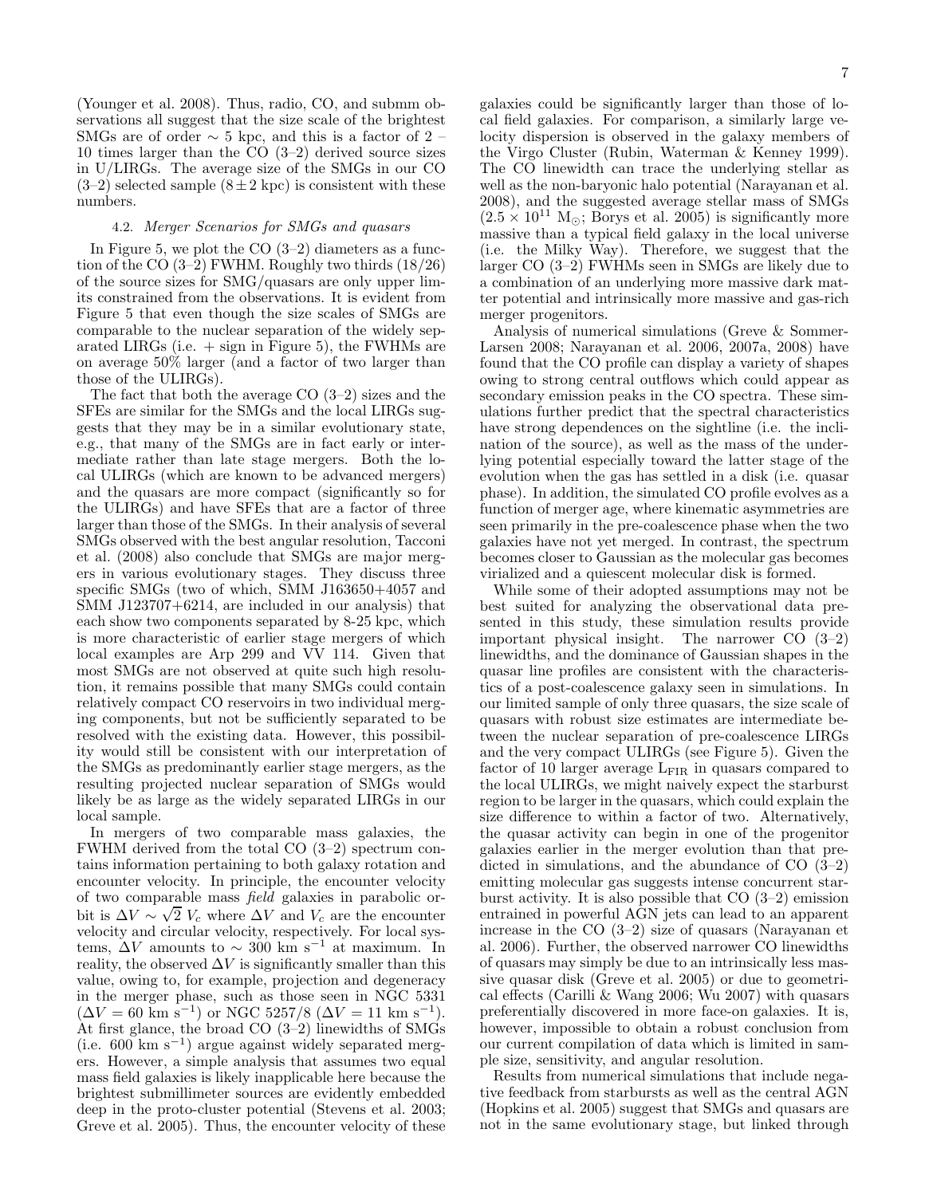(Younger et al. 2008). Thus, radio, CO, and submm observations all suggest that the size scale of the brightest SMGs are of order $\sim 5$ kpc, and this is a factor of 2 – 10 times larger than the CO (3–2) derived source sizes in U/LIRGs. The average size of the SMGs in our CO (3–2) selected sample ($8 \pm 2$ kpc) is consistent with these numbers.

### 4.2. *Merger Scenarios for SMGs and quasars*

In Figure 5, we plot the CO (3–2) diameters as a function of the CO (3–2) FWHM. Roughly two thirds (18/26) of the source sizes for SMG/quasars are only upper limits constrained from the observations. It is evident from Figure 5 that even though the size scales of SMGs are comparable to the nuclear separation of the widely separated LIRGs (i.e. + sign in Figure 5), the FWHMs are on average 50% larger (and a factor of two larger than those of the ULIRGs).

The fact that both the average CO (3–2) sizes and the SFEs are similar for the SMGs and the local LIRGs suggests that they may be in a similar evolutionary state, e.g., that many of the SMGs are in fact early or intermediate rather than late stage mergers. Both the local ULIRGs (which are known to be advanced mergers) and the quasars are more compact (significantly so for the ULIRGs) and have SFEs that are a factor of three larger than those of the SMGs. In their analysis of several SMGs observed with the best angular resolution, Tacconi et al. (2008) also conclude that SMGs are major mergers in various evolutionary stages. They discuss three specific SMGs (two of which, SMM J163650+4057 and SMM J123707+6214, are included in our analysis) that each show two components separated by 8-25 kpc, which is more characteristic of earlier stage mergers of which local examples are Arp 299 and VV 114. Given that most SMGs are not observed at quite such high resolution, it remains possible that many SMGs could contain relatively compact CO reservoirs in two individual merging components, but not be sufficiently separated to be resolved with the existing data. However, this possibility would still be consistent with our interpretation of the SMGs as predominantly earlier stage mergers, as the resulting projected nuclear separation of SMGs would likely be as large as the widely separated LIRGs in our local sample.

In mergers of two comparable mass galaxies, the FWHM derived from the total CO (3–2) spectrum contains information pertaining to both galaxy rotation and encounter velocity. In principle, the encounter velocity of two comparable mass *field* galaxies in parabolic orbit is $\Delta V \sim \sqrt{2}\ V_c$ where $\Delta V$ and $V_c$ are the encounter velocity and circular velocity, respectively. For local systems, $\Delta V$ amounts to $\sim 300$ km s$^{-1}$ at maximum. In reality, the observed $\Delta V$ is significantly smaller than this value, owing to, for example, projection and degeneracy in the merger phase, such as those seen in NGC 5331 ($\Delta V = 60$ km s$^{-1}$) or NGC 5257/8 ($\Delta V = 11$ km s$^{-1}$). At first glance, the broad CO (3–2) linewidths of SMGs (i.e. 600 km s$^{-1}$) argue against widely separated mergers. However, a simple analysis that assumes two equal mass field galaxies is likely inapplicable here because the brightest submillimeter sources are evidently embedded deep in the proto-cluster potential (Stevens et al. 2003; Greve et al. 2005). Thus, the encounter velocity of these galaxies could be significantly larger than those of local field galaxies. For comparison, a similarly large velocity dispersion is observed in the galaxy members of the Virgo Cluster (Rubin, Waterman & Kenney 1999). The CO linewidth can trace the underlying stellar as well as the non-baryonic halo potential (Narayanan et al. 2008), and the suggested average stellar mass of SMGs ($2.5 \times 10^{11}$ M$_\odot$; Borys et al. 2005) is significantly more massive than a typical field galaxy in the local universe (i.e. the Milky Way). Therefore, we suggest that the larger CO (3–2) FWHMs seen in SMGs are likely due to a combination of an underlying more massive dark matter potential and intrinsically more massive and gas-rich merger progenitors.

Analysis of numerical simulations (Greve & Sommer-Larsen 2008; Narayanan et al. 2006, 2007a, 2008) have found that the CO profile can display a variety of shapes owing to strong central outflows which could appear as secondary emission peaks in the CO spectra. These simulations further predict that the spectral characteristics have strong dependences on the sightline (i.e. the inclination of the source), as well as the mass of the underlying potential especially toward the latter stage of the evolution when the gas has settled in a disk (i.e. quasar phase). In addition, the simulated CO profile evolves as a function of merger age, where kinematic asymmetries are seen primarily in the pre-coalescence phase when the two galaxies have not yet merged. In contrast, the spectrum becomes closer to Gaussian as the molecular gas becomes virialized and a quiescent molecular disk is formed.

While some of their adopted assumptions may not be best suited for analyzing the observational data presented in this study, these simulation results provide important physical insight. The narrower CO (3–2) linewidths, and the dominance of Gaussian shapes in the quasar line profiles are consistent with the characteristics of a post-coalescence galaxy seen in simulations. In our limited sample of only three quasars, the size scale of quasars with robust size estimates are intermediate between the nuclear separation of pre-coalescence LIRGs and the very compact ULIRGs (see Figure 5). Given the factor of 10 larger average L$_{\rm FIR}$ in quasars compared to the local ULIRGs, we might naively expect the starburst region to be larger in the quasars, which could explain the size difference to within a factor of two. Alternatively, the quasar activity can begin in one of the progenitor galaxies earlier in the merger evolution than that predicted in simulations, and the abundance of CO (3–2) emitting molecular gas suggests intense concurrent starburst activity. It is also possible that CO (3–2) emission entrained in powerful AGN jets can lead to an apparent increase in the CO (3–2) size of quasars (Narayanan et al. 2006). Further, the observed narrower CO linewidths of quasars may simply be due to an intrinsically less massive quasar disk (Greve et al. 2005) or due to geometrical effects (Carilli & Wang 2006; Wu 2007) with quasars preferentially discovered in more face-on galaxies. It is, however, impossible to obtain a robust conclusion from our current compilation of data which is limited in sample size, sensitivity, and angular resolution.

Results from numerical simulations that include negative feedback from starbursts as well as the central AGN (Hopkins et al. 2005) suggest that SMGs and quasars are not in the same evolutionary stage, but linked through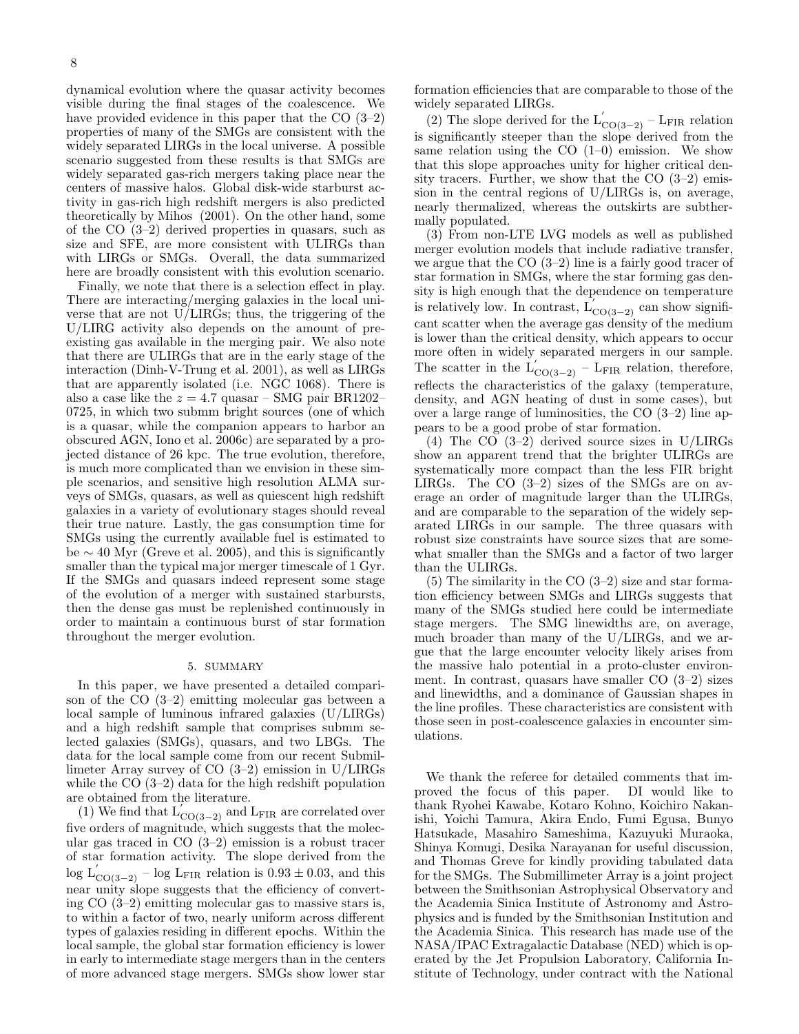dynamical evolution where the quasar activity becomes visible during the final stages of the coalescence. We have provided evidence in this paper that the CO (3–2) properties of many of the SMGs are consistent with the widely separated LIRGs in the local universe. A possible scenario suggested from these results is that SMGs are widely separated gas-rich mergers taking place near the centers of massive halos. Global disk-wide starburst activity in gas-rich high redshift mergers is also predicted theoretically by Mihos (2001). On the other hand, some of the CO (3–2) derived properties in quasars, such as size and SFE, are more consistent with ULIRGs than with LIRGs or SMGs. Overall, the data summarized here are broadly consistent with this evolution scenario.

Finally, we note that there is a selection effect in play. There are interacting/merging galaxies in the local universe that are not U/LIRGs; thus, the triggering of the U/LIRG activity also depends on the amount of preexisting gas available in the merging pair. We also note that there are ULIRGs that are in the early stage of the interaction (Dinh-V-Trung et al. 2001), as well as LIRGs that are apparently isolated (i.e. NGC 1068). There is also a case like the $z = 4.7$ quasar – SMG pair BR1202–0725, in which two submm bright sources (one of which is a quasar, while the companion appears to harbor an obscured AGN, Iono et al. 2006c) are separated by a projected distance of 26 kpc. The true evolution, therefore, is much more complicated than we envision in these simple scenarios, and sensitive high resolution ALMA surveys of SMGs, quasars, as well as quiescent high redshift galaxies in a variety of evolutionary stages should reveal their true nature. Lastly, the gas consumption time for SMGs using the currently available fuel is estimated to be $\sim 40$ Myr (Greve et al. 2005), and this is significantly smaller than the typical major merger timescale of 1 Gyr. If the SMGs and quasars indeed represent some stage of the evolution of a merger with sustained starbursts, then the dense gas must be replenished continuously in order to maintain a continuous burst of star formation throughout the merger evolution.

## 5. SUMMARY

In this paper, we have presented a detailed comparison of the CO (3–2) emitting molecular gas between a local sample of luminous infrared galaxies (U/LIRGs) and a high redshift sample that comprises submm selected galaxies (SMGs), quasars, and two LBGs. The data for the local sample come from our recent Submillimeter Array survey of CO (3–2) emission in U/LIRGs while the CO (3–2) data for the high redshift population are obtained from the literature.

(1) We find that $L'_{CO(3-2)}$ and $L_{FIR}$ are correlated over five orders of magnitude, which suggests that the molecular gas traced in CO (3–2) emission is a robust tracer of star formation activity. The slope derived from the $\log L'_{CO(3-2)} - \log L_{FIR}$ relation is $0.93 \pm 0.03$, and this near unity slope suggests that the efficiency of converting CO (3–2) emitting molecular gas to massive stars is, to within a factor of two, nearly uniform across different types of galaxies residing in different epochs. Within the local sample, the global star formation efficiency is lower in early to intermediate stage mergers than in the centers of more advanced stage mergers. SMGs show lower star formation efficiencies that are comparable to those of the widely separated LIRGs.

(2) The slope derived for the $L'_{CO(3-2)} - L_{FIR}$ relation is significantly steeper than the slope derived from the same relation using the CO (1–0) emission. We show that this slope approaches unity for higher critical density tracers. Further, we show that the CO (3–2) emission in the central regions of U/LIRGs is, on average, nearly thermalized, whereas the outskirts are subthermally populated.

(3) From non-LTE LVG models as well as published merger evolution models that include radiative transfer, we argue that the CO (3–2) line is a fairly good tracer of star formation in SMGs, where the star forming gas density is high enough that the dependence on temperature is relatively low. In contrast, $L'_{CO(3-2)}$ can show significant scatter when the average gas density of the medium is lower than the critical density, which appears to occur more often in widely separated mergers in our sample. The scatter in the $L'_{CO(3-2)} - L_{FIR}$ relation, therefore, reflects the characteristics of the galaxy (temperature, density, and AGN heating of dust in some cases), but over a large range of luminosities, the CO (3–2) line appears to be a good probe of star formation.

(4) The CO (3–2) derived source sizes in U/LIRGs show an apparent trend that the brighter ULIRGs are systematically more compact than the less FIR bright LIRGs. The CO (3–2) sizes of the SMGs are on average an order of magnitude larger than the ULIRGs, and are comparable to the separation of the widely separated LIRGs in our sample. The three quasars with robust size constraints have source sizes that are somewhat smaller than the SMGs and a factor of two larger than the ULIRGs.

(5) The similarity in the CO (3–2) size and star formation efficiency between SMGs and LIRGs suggests that many of the SMGs studied here could be intermediate stage mergers. The SMG linewidths are, on average, much broader than many of the U/LIRGs, and we argue that the large encounter velocity likely arises from the massive halo potential in a proto-cluster environment. In contrast, quasars have smaller CO (3–2) sizes and linewidths, and a dominance of Gaussian shapes in the line profiles. These characteristics are consistent with those seen in post-coalescence galaxies in encounter simulations.

We thank the referee for detailed comments that improved the focus of this paper. DI would like to thank Ryohei Kawabe, Kotaro Kohno, Koichiro Nakanishi, Yoichi Tamura, Akira Endo, Fumi Egusa, Bunyo Hatsukade, Masahiro Sameshima, Kazuyuki Muraoka, Shinya Komugi, Desika Narayanan for useful discussion, and Thomas Greve for kindly providing tabulated data for the SMGs. The Submillimeter Array is a joint project between the Smithsonian Astrophysical Observatory and the Academia Sinica Institute of Astronomy and Astrophysics and is funded by the Smithsonian Institution and the Academia Sinica. This research has made use of the NASA/IPAC Extragalactic Database (NED) which is operated by the Jet Propulsion Laboratory, California Institute of Technology, under contract with the National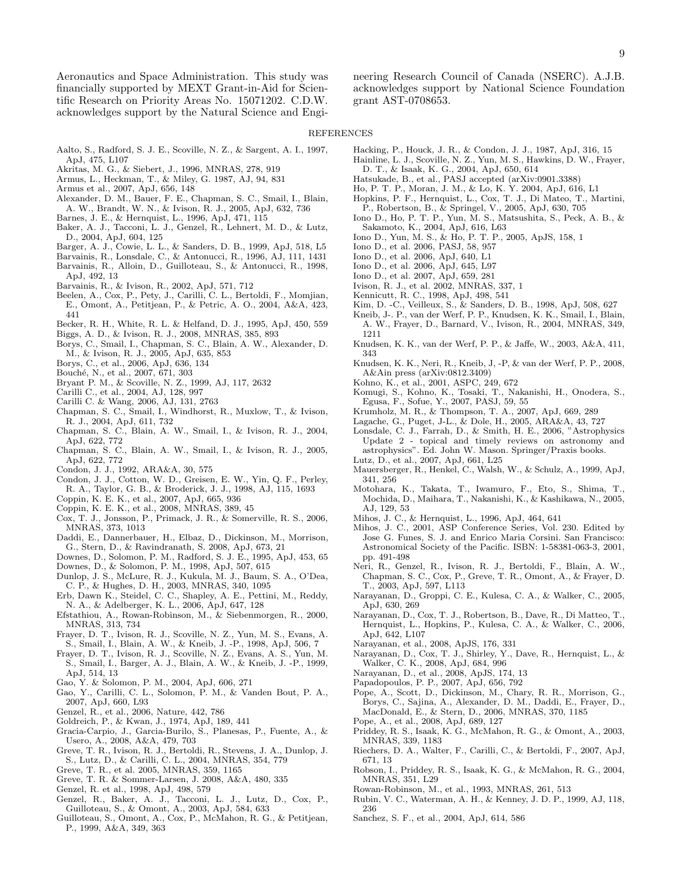Aeronautics and Space Administration. This study was financially supported by MEXT Grant-in-Aid for Scientific Research on Priority Areas No. 15071202. C.D.W. acknowledges support by the Natural Science and Engineering Research Council of Canada (NSERC). A.J.B. acknowledges support by National Science Foundation grant AST-0708653.

## REFERENCES

Aalto, S., Radford, S. J. E., Scoville, N. Z., & Sargent, A. I., 1997, ApJ, 475, L107
Akritas, M. G., & Siebert, J., 1996, MNRAS, 278, 919
Armus, L., Heckman, T., & Miley, G. 1987, AJ, 94, 831
Armus et al., 2007, ApJ, 656, 148
Alexander, D. M., Bauer, F. E., Chapman, S. C., Smail, I., Blain, A. W., Brandt, W. N., & Ivison, R. J., 2005, ApJ, 632, 736
Barnes, J. E., & Hernquist, L., 1996, ApJ, 471, 115
Baker, A. J., Tacconi, L. J., Genzel, R., Lehnert, M. D., & Lutz, D., 2004, ApJ, 604, 125
Barger, A. J., Cowie, L. L., & Sanders, D. B., 1999, ApJ, 518, L5
Barvainis, R., Lonsdale, C., & Antonucci, R., 1996, AJ, 111, 1431
Barvainis, R., Alloin, D., Guilloteau, S., & Antonucci, R., 1998, ApJ, 492, 13
Barvainis, R., & Ivison, R., 2002, ApJ, 571, 712
Beelen, A., Cox, P., Pety, J., Carilli, C. L., Bertoldi, F., Momjian, E., Omont, A., Petitjean, P., & Petric, A. O., 2004, A&A, 423, 441
Becker, R. H., White, R. L. & Helfand, D. J., 1995, ApJ, 450, 559
Biggs, A. D., & Ivison, R. J., 2008, MNRAS, 385, 893
Borys, C., Smail, I., Chapman, S. C., Blain, A. W., Alexander, D. M., & Ivison, R. J., 2005, ApJ, 635, 853
Borys, C., et al., 2006, ApJ, 636, 134
Bouché, N., et al., 2007, 671, 303
Bryant P. M., & Scoville, N. Z., 1999, AJ, 117, 2632
Carilli C., et al., 2004, AJ, 128, 997
Carilli C. & Wang, 2006, AJ, 131, 2763
Chapman, S. C., Smail, I., Windhorst, R., Muxlow, T., & Ivison, R. J., 2004, ApJ, 611, 732
Chapman, S. C., Blain, A. W., Smail, I., & Ivison, R. J., 2004, ApJ, 622, 772
Chapman, S. C., Blain, A. W., Smail, I., & Ivison, R. J., 2005, ApJ, 622, 772
Condon, J. J., 1992, ARA&A, 30, 575
Condon, J. J., Cotton, W. D., Greisen, E. W., Yin, Q. F., Perley, R. A., Taylor, G. B., & Broderick, J. J., 1998, AJ, 115, 1693
Coppin, K. E. K., et al., 2007, ApJ, 665, 936
Coppin, K. E. K., et al., 2008, MNRAS, 389, 45
Cox, T. J., Jonsson, P., Primack, J. R., & Somerville, R. S., 2006, MNRAS, 373, 1013
Daddi, E., Dannerbauer, H., Elbaz, D., Dickinson, M., Morrison, G., Stern, D., & Ravindranath, S. 2008, ApJ, 673, 21
Downes, D., Solomon, P. M., Radford, S. J. E., 1995, ApJ, 453, 65
Downes, D., & Solomon, P. M., 1998, ApJ, 507, 615
Dunlop, J. S., McLure, R. J., Kukula, M. J., Baum, S. A., O'Dea, C. P., & Hughes, D. H., 2003, MNRAS, 340, 1095
Erb, Dawn K., Steidel, C. C., Shapley, A. E., Pettini, M., Reddy, N. A., & Adelberger, K. L., 2006, ApJ, 647, 128
Efstathiou, A., Rowan-Robinson, M., & Siebenmorgen, R., 2000, MNRAS, 313, 734
Frayer, D. T., Ivison, R. J., Scoville, N. Z., Yun, M. S., Evans, A. S., Smail, I., Blain, A. W., & Kneib, J. -P., 1998, ApJ, 506, 7
Frayer, D. T., Ivison, R. J., Scoville, N. Z., Evans, A. S., Yun, M. S., Smail, I., Barger, A. J., Blain, A. W., & Kneib, J. -P., 1999, ApJ, 514, 13
Gao, Y. & Solomon, P. M., 2004, ApJ, 606, 271
Gao, Y., Carilli, C. L., Solomon, P. M., & Vanden Bout, P. A., 2007, ApJ, 660, L93
Genzel, R., et al., 2006, Nature, 442, 786
Goldreich, P., & Kwan, J., 1974, ApJ, 189, 441
Gracia-Carpio, J., Garcia-Burilo, S., Planesas, P., Fuente, A., & Usero, A., 2008, A&A, 479, 703
Greve, T. R., Ivison, R. J., Bertoldi, R., Stevens, J. A., Dunlop, J. S., Lutz, D., & Carilli, C. L., 2004, MNRAS, 354, 779
Greve, T. R., et al. 2005, MNRAS, 359, 1165
Greve, T. R. & Sommer-Larsen, J. 2008, A&A, 480, 335
Genzel, R. et al., 1998, ApJ, 498, 579
Genzel, R., Baker, A. J., Tacconi, L. J., Lutz, D., Cox, P., Guilloteau, S., & Omont, A., 2003, ApJ, 584, 633
Guilloteau, S., Omont, A., Cox, P., McMahon, R. G., & Petitjean, P., 1999, A&A, 349, 363
Hacking, P., Houck, J. R., & Condon, J. J., 1987, ApJ, 316, 15
Hainline, L. J., Scoville, N. Z., Yun, M. S., Hawkins, D. W., Frayer, D. T., & Isaak, K. G., 2004, ApJ, 650, 614
Hatsukade, B., et al., PASJ accepted (arXiv:0901.3388)
Ho, P. T. P., Moran, J. M., & Lo, K. Y. 2004, ApJ, 616, L1
Hopkins, P. F., Hernquist, L., Cox, T. J., Di Mateo, T., Martini, P., Robertson, B., & Springel, V., 2005, ApJ, 630, 705
Iono D., Ho, P. T. P., Yun, M. S., Matsushita, S., Peck, A. B., & Sakamoto, K., 2004, ApJ, 616, L63
Iono D., Yun, M. S., & Ho, P. T. P., 2005, ApJS, 158, 1
Iono D., et al. 2006, PASJ, 58, 957
Iono D., et al. 2006, ApJ, 640, L1
Iono D., et al. 2006, ApJ, 645, L97
Iono D., et al. 2007, ApJ, 659, 281
Ivison, R. J., et al. 2002, MNRAS, 337, 1
Kennicutt, R. C., 1998, ApJ, 498, 541
Kim, D. -C., Veilleux, S., & Sanders, D. B., 1998, ApJ, 508, 627
Kneib, J-. P., van der Werf, P. P., Knudsen, K. K., Smail, I., Blain, A. W., Frayer, D., Barnard, V., Ivison, R., 2004, MNRAS, 349, 1211
Knudsen, K. K., van der Werf, P. P., & Jaffe, W., 2003, A&A, 411, 343
Knudsen, K. K., Neri, R., Kneib, J, -P, & van der Werf, P. P., 2008, A&Ain press (arXiv:0812.3409)
Kohno, K., et al., 2001, ASPC, 249, 672
Komugi, S., Kohno, K., Tosaki, T., Nakanishi, H., Onodera, S., Egusa, F., Sofue, Y., 2007, PASJ, 59, 55
Krumholz, M. R., & Thompson, T. A., 2007, ApJ, 669, 289
Lagache, G., Puget, J-L., & Dole, H., 2005, ARA&A, 43, 727
Lonsdale, C. J., Farrah, D., & Smith, H. E., 2006, "Astrophysics Update 2 - topical and timely reviews on astronomy and astrophysics". Ed. John W. Mason. Springer/Praxis books.
Lutz, D., et al., 2007, ApJ, 661, L25
Mauersberger, R., Henkel, C., Walsh, W., & Schulz, A., 1999, ApJ, 341, 256
Motohara, K., Takata, T., Iwamuro, F., Eto, S., Shima, T., Mochida, D., Maihara, T., Nakanishi, K., & Kashikawa, N., 2005, AJ, 129, 53
Mihos, J. C., & Hernquist, L., 1996, ApJ, 464, 641
Mihos, J. C., 2001, ASP Conference Series, Vol. 230. Edited by Jose G. Funes, S. J. and Enrico Maria Corsini. San Francisco: Astronomical Society of the Pacific. ISBN: 1-58381-063-3, 2001, pp. 491-498
Neri, R., Genzel, R., Ivison, R. J., Bertoldi, F., Blain, A. W., Chapman, S. C., Cox, P., Greve, T. R., Omont, A., & Frayer, D. T., 2003, ApJ, 597, L113
Narayanan, D., Groppi, C. E., Kulesa, C. A., & Walker, C., 2005, ApJ, 630, 269
Narayanan, D., Cox, T. J., Robertson, B., Dave, R., Di Matteo, T., Hernquist, L., Hopkins, P., Kulesa, C. A., & Walker, C., 2006, ApJ, 642, L107
Narayanan, et al., 2008, ApJS, 176, 331
Narayanan, D., Cox, T. J., Shirley, Y., Dave, R., Hernquist, L., & Walker, C. K., 2008, ApJ, 684, 996
Narayanan, D., et al., 2008, ApJS, 174, 13
Papadopoulos, P. P., 2007, ApJ, 656, 792
Pope, A., Scott, D., Dickinson, M., Chary, R. R., Morrison, G., Borys, C., Sajina, A., Alexander, D. M., Daddi, E., Frayer, D., MacDonald, E., & Stern, D., 2006, MNRAS, 370, 1185
Pope, A., et al., 2008, ApJ, 689, 127
Priddey, R. S., Isaak, K. G., McMahon, R. G., & Omont, A., 2003, MNRAS, 339, 1183
Riechers, D. A., Walter, F., Carilli, C., & Bertoldi, F., 2007, ApJ, 671, 13
Robson, I., Priddey, R. S., Isaak, K. G., & McMahon, R. G., 2004, MNRAS, 351, L29
Rowan-Robinson, M., et al., 1993, MNRAS, 261, 513
Rubin, V. C., Waterman, A. H., & Kenney, J. D. P., 1999, AJ, 118, 236
Sanchez, S. F., et al., 2004, ApJ, 614, 586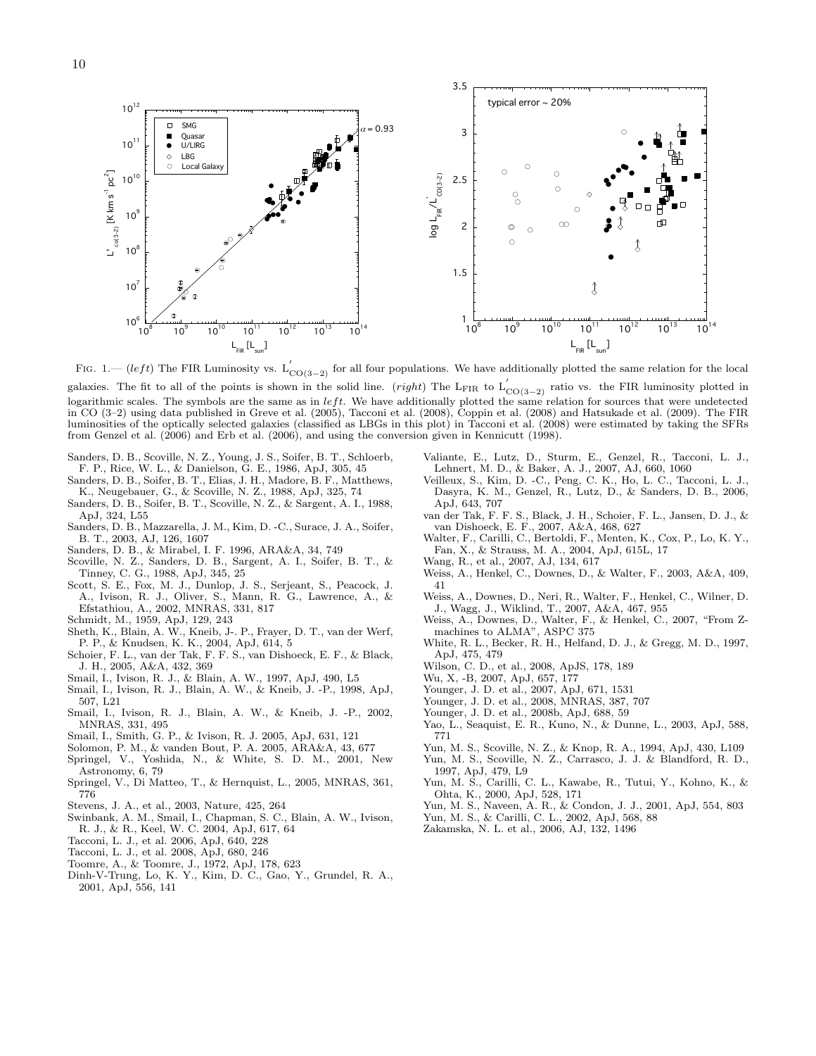Fig. 1.— ($left$) The FIR Luminosity vs. $L'_{CO(3-2)}$ for all four populations. We have additionally plotted the same relation for the local galaxies. The fit to all of the points is shown in the solid line. ($right$) The $L_{FIR}$ to $L'_{CO(3-2)}$ ratio vs. the FIR luminosity plotted in logarithmic scales. The symbols are the same as in $left$. We have additionally plotted the same relation for sources that were undetected in CO (3–2) using data published in Greve et al. (2005), Tacconi et al. (2008), Coppin et al. (2008) and Hatsukade et al. (2009). The FIR luminosities of the optically selected galaxies (classified as LBGs in this plot) in Tacconi et al. (2008) were estimated by taking the SFRs from Genzel et al. (2006) and Erb et al. (2006), and using the conversion given in Kennicutt (1998).

- Sanders, D. B., Scoville, N. Z., Young, J. S., Soifer, B. T., Schloerb, F. P., Rice, W. L., & Danielson, G. E., 1986, ApJ, 305, 45
- Sanders, D. B., Soifer, B. T., Elias, J. H., Madore, B. F., Matthews, K., Neugebauer, G., & Scoville N. Z., 1988, ApJ, 325, 74
- Sanders, D. B., Soifer, B. T., Scoville, N. Z., & Sargent, A. I., 1988, ApJ, 324, L55
- Sanders, D. B., Mazzarella, J. M., Kim, D. -C., Surace, J. A., Soifer, B. T., 2003, AJ, 126, 1607
- Sanders, D. B., & Mirabel, I. F. 1996, ARA&A, 34, 749
- Scoville, N. Z., Sanders, D. B., Sargent, A. I., Soifer, B. T., & Tinney, C. G., 1988, ApJ, 345, 25
- Scott, S. E., Fox, M. J., Dunlop, J. S., Serjeant, S., Peacock, J. A., Ivison, R. J., Oliver, S., Mann, R. G., Lawrence, A., & Efstathiou, A., 2002, MNRAS, 331, 817
- Schmidt, M., 1959, ApJ, 129, 243
- Sheth, K., Blain, A. W., Kneib, J-. P., Frayer, D. T., van der Werf, P. P., & Knudsen, K. K., 2004, ApJ, 614, 5
- Schoier, F. L., van der Tak, F. F. S., van Dishoeck, E. F., & Black, J. H., 2005, A&A, 432, 369
- Smail, I., Ivison, R. J., & Blain, A. W., 1997, ApJ, 490, L5
- Smail, I., Ivison, R. J., Blain, A. W., & Kneib, J. -P., 1998, ApJ, 507, L21
- Smail, I., Ivison, R. J., Blain, A. W., & Kneib, J. -P., 2002, MNRAS, 331, 495
- Smail, I., Smith, G. P., & Ivison, R. J. 2005, ApJ, 631, 121
- Solomon, P. M., & vanden Bout, P. A. 2005, ARA&A, 43, 677
- Springel, V., Yoshida, N., & White, S. D. M., 2001, New Astronomy, 6, 79
- Springel, V., Di Matteo, T., & Hernquist, L., 2005, MNRAS, 361, 776
- Stevens, J. A., et al., 2003, Nature, 425, 264
- Swinbank, A. M., Smail, I., Chapman, S. C., Blain, A. W., Ivison, R. J., & R., Keel, W. C. 2004, ApJ, 617, 64
- Tacconi, L. J., et al. 2006, ApJ, 640, 228
- Tacconi, L. J., et al. 2008, ApJ, 680, 246
- Toomre, A., & Toomre, J., 1972, ApJ, 178, 623
- Dinh-V-Trung, Lo, K. Y., Kim, D. C., Gao, Y., Grundel, R. A., 2001, ApJ, 556, 141
- Valiante, E., Lutz, D., Sturm, E., Genzel, R., Tacconi, L. J., Lehnert, M. D., & Baker, A. J., 2007, AJ, 660, 1060
- Veilleux, S., Kim, D. -C., Peng, C. K., Ho, L. C., Tacconi, L. J., Dasyra, K. M., Genzel, R., Lutz, D., & Sanders, D. B., 2006, ApJ, 643, 707
- van der Tak, F. F. S., Black, J. H., Schoier, F. L., Jansen, D. J., & van Dishoeck, E. F., 2007, A&A, 468, 627
- Walter, F., Carilli, C., Bertoldi, F., Menten, K., Cox, P., Lo, K. Y., Fan, X., & Strauss, M. A., 2004, ApJ, 615L, 17
- Wang, R., et al., 2007, AJ, 134, 617
- Weiss, A., Henkel, C., Downes, D., & Walter, F., 2003, A&A, 409, 41
- Weiss, A., Downes, D., Neri, R., Walter, F., Henkel, C., Wilner, D. J., Wagg, J., Wiklind, T., 2007, A&A, 467, 955
- Weiss, A., Downes, D., Walter, F., & Henkel, C., 2007, "From Z-machines to ALMA", ASPC 375
- White, R. L., Becker, R. H., Helfand, D. J., & Gregg, M. D., 1997, ApJ, 475, 479
- Wilson, C. D., et al., 2008, ApJS, 178, 189
- Wu, X, -B, 2007, ApJ, 657, 177
- Younger, J. D. et al., 2007, ApJ, 671, 1531
- Younger, J. D. et al., 2008, MNRAS, 387, 707
- Younger, J. D. et al., 2008b, ApJ, 688, 59
- Yao, L., Seaquist, E. R., Kuno, N., & Dunne, L., 2003, ApJ, 588, 771
- Yun, M. S., Scoville, N. Z., & Knop, R. A., 1994, ApJ, 430, L109
- Yun, M. S., Scoville, N. Z., Carrasco, J. J. & Blandford, R. D., 1997, ApJ, 479, L9
- Yun, M. S., Carilli, C. L., Kawabe, R., Tutui, Y., Kohno, K., & Ohta, K., 2000, ApJ, 528, 171
- Yun, M. S., Naveen, A. R., & Condon, J. J., 2001, ApJ, 554, 803
- Yun, M. S., & Carilli, C. L., 2002, ApJ, 568, 88
- Zakamska, N. L. et al., 2006, AJ, 132, 1496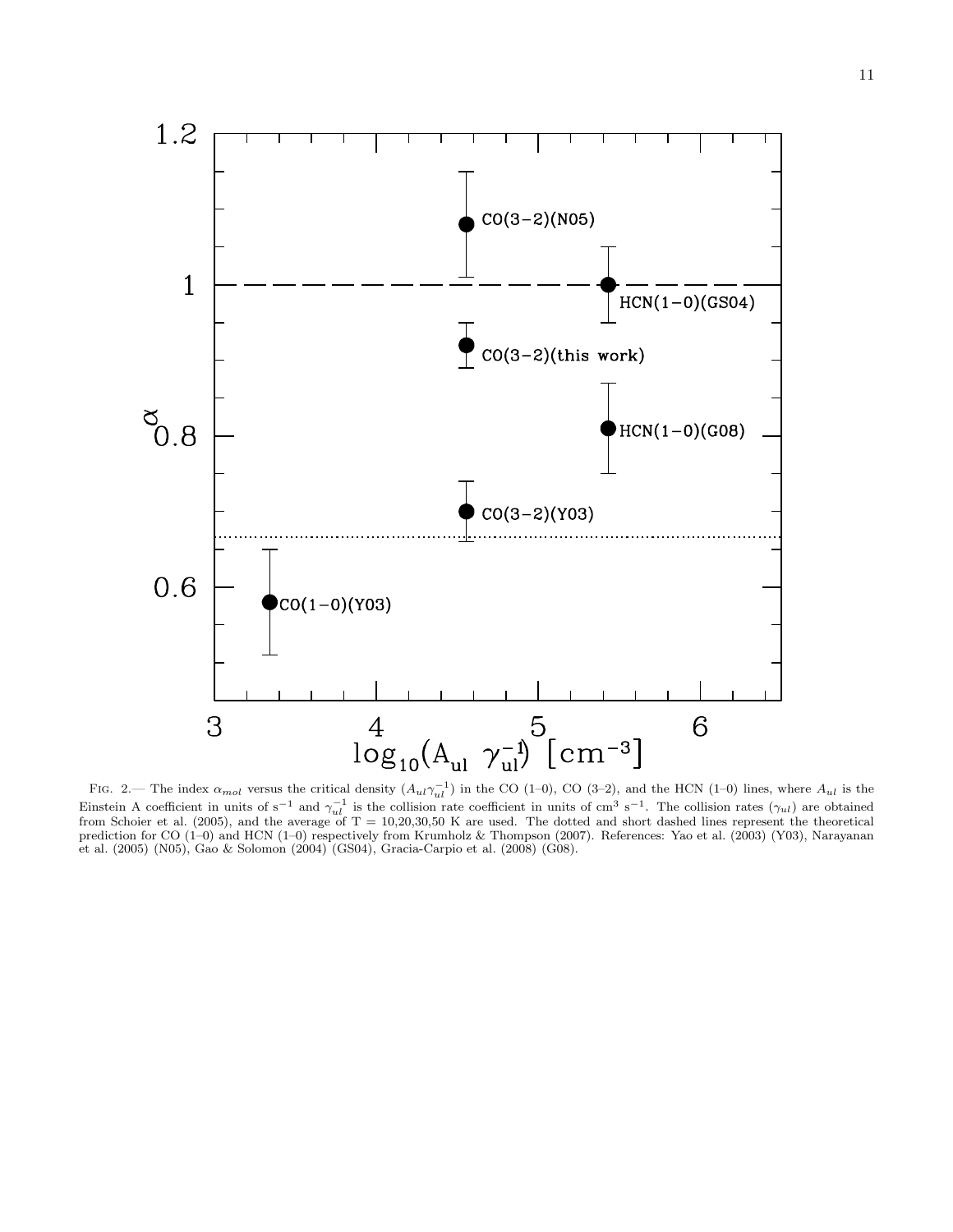Fig. 2.— The index $\alpha_{mol}$ versus the critical density $(A_{ul}\gamma_{ul}^{-1})$ in the CO (1–0), CO (3–2), and the HCN (1–0) lines, where $A_{ul}$ is the Einstein A coefficient in units of $s^{-1}$ and $\gamma_{ul}^{-1}$ is the collision rate coefficient in units of $cm^3$ $s^{-1}$. The collision rates ($\gamma_{ul}$) are obtained from Schoier et al. (2005), and the average of T = 10,20,30,50 K are used. The dotted and short dashed lines represent the theoretical prediction for CO (1–0) and HCN (1–0) respectively from Krumholz & Thompson (2007). References: Yao et al. (2003) (Y03), Narayanan et al. (2005) (N05), Gao & Solomon (2004) (GS04), Gracia-Carpio et al. (2008) (G08).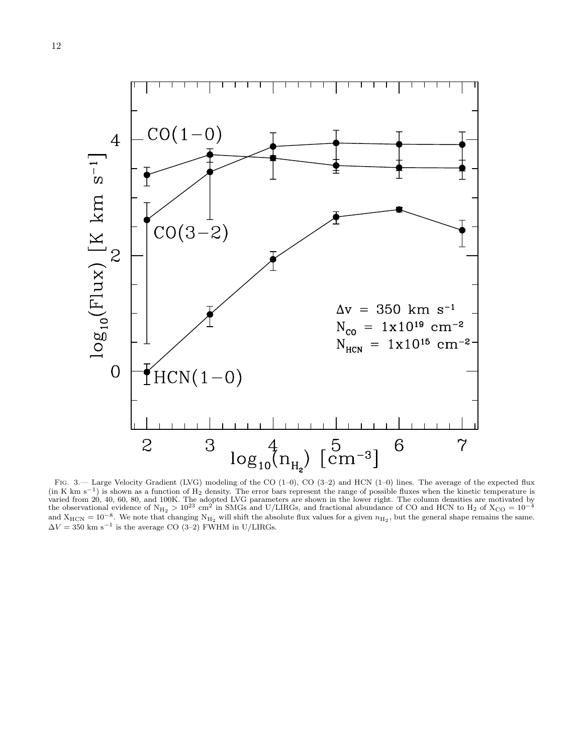Fig. 3.— Large Velocity Gradient (LVG) modeling of the CO (1–0), CO (3–2) and HCN (1–0) lines. The average of the expected flux (in K km $s^{-1}$) is shown as a function of $H_2$ density. The error bars represent the range of possible fluxes when the kinetic temperature is varied from 20, 40, 60, 80, and 100K. The adopted LVG parameters are shown in the lower right. The column densities are motivated by the observational evidence of $N_{H_2} > 10^{23}$ $cm^2$ in SMGs and U/LIRGs, and fractional abundance of CO and HCN to $H_2$ of $X_{CO} = 10^{-4}$ and $X_{HCN} = 10^{-8}$. We note that changing $N_{H_2}$ will shift the absolute flux values for a given $n_{H_2}$, but the general shape remains the same. $\Delta V = 350$ km $s^{-1}$ is the average CO (3–2) FWHM in U/LIRGs.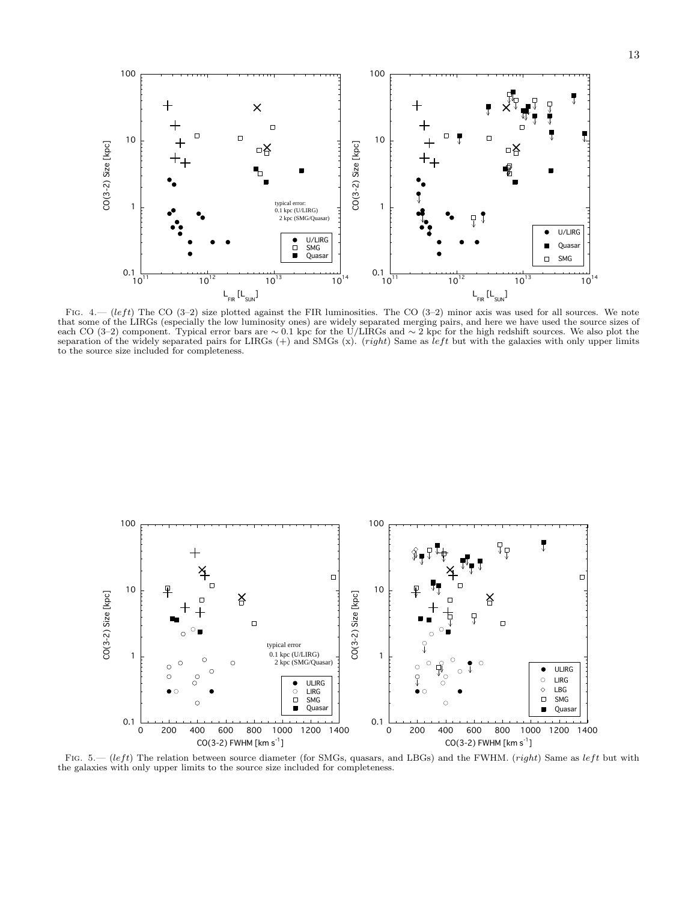FIG. 4.— (*left*) The CO (3–2) size plotted against the FIR luminosities. The CO (3–2) minor axis was used for all sources. We note that some of the LIRGs (especially the low luminosity ones) are widely separated merging pairs, and here we have used the source sizes of each CO (3–2) component. Typical error bars are $\sim 0.1$ kpc for the U/LIRGs and $\sim 2$ kpc for the high redshift sources. We also plot the separation of the widely separated pairs for LIRGs (+) and SMGs (x). (*right*) Same as *left* but with the galaxies with only upper limits to the source size included for completeness.

FIG. 5.— (*left*) The relation between source diameter (for SMGs, quasars, and LBGs) and the FWHM. (*right*) Same as *left* but with the galaxies with only upper limits to the source size included for completeness.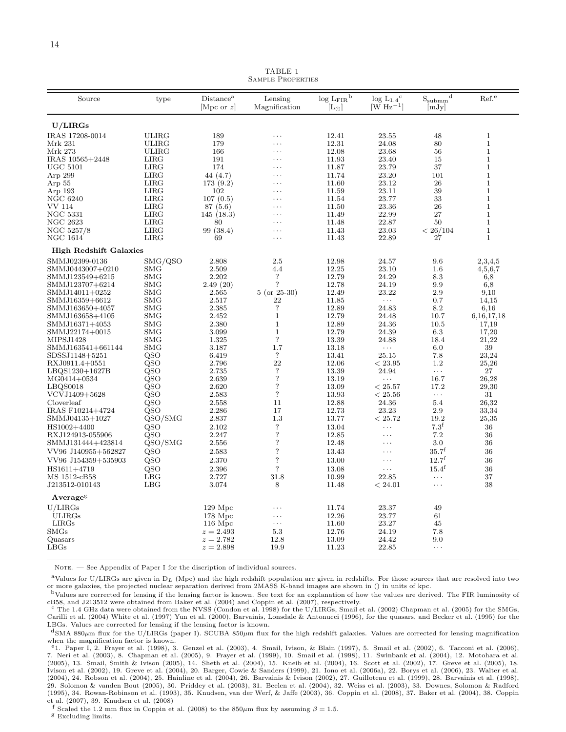TABLE 1
Sample Properties

| Source | type | Distance[a] [Mpc or $z$] | Lensing Magnification | $\log L_{FIR}$[b] [$L_\odot$] | $\log L_{1.4}$[c] [W $Hz^{-1}$] | $S_{submm}$[d] [mJy] | Ref.[e] |
|---|---|---|---|---|---|---|---|
| **U/LIRGs** | | | | | | | |
| IRAS 17208-0014 | ULIRG | 189 | ... | 12.41 | 23.55 | 48 | 1 |
| Mrk 231 | ULIRG | 179 | ... | 12.31 | 24.08 | 80 | 1 |
| Mrk 273 | ULIRG | 166 | ... | 12.08 | 23.68 | 56 | 1 |
| IRAS 10565+2448 | LIRG | 191 | ... | 11.93 | 23.40 | 15 | 1 |
| UGC 5101 | LIRG | 174 | ... | 11.87 | 23.79 | 37 | 1 |
| Arp 299 | LIRG | 44 (4.7) | ... | 11.74 | 23.20 | 101 | 1 |
| Arp 55 | LIRG | 173 (9.2) | ... | 11.60 | 23.12 | 26 | 1 |
| Arp 193 | LIRG | 102 | ... | 11.59 | 23.11 | 39 | 1 |
| NGC 6240 | LIRG | 107 (0.5) | ... | 11.54 | 23.77 | 33 | 1 |
| VV 114 | LIRG | 87 (5.6) | ... | 11.50 | 23.36 | 26 | 1 |
| NGC 5331 | LIRG | 145 (18.3) | ... | 11.49 | 22.99 | 27 | 1 |
| NGC 2623 | LIRG | 80 | ... | 11.48 | 22.87 | 50 | 1 |
| NGC 5257/8 | LIRG | 99 (38.4) | ... | 11.43 | 23.03 | < 26/104 | 1 |
| NGC 1614 | LIRG | 69 | ... | 11.43 | 22.89 | 27 | 1 |
| **High Redshift Galaxies** | | | | | | | |
| SMMJ02399-0136 | SMG/QSO | 2.808 | 2.5 | 12.98 | 24.57 | 9.6 | 2,3,4,5 |
| SMMJ0443007+0210 | SMG | 2.509 | 4.4 | 12.25 | 23.10 | 1.6 | 4,5,6,7 |
| SMMJ123549+6215 | SMG | 2.202 | ? | 12.79 | 24.29 | 8.3 | 6,8 |
| SMMJ123707+6214 | SMG | 2.49 (20) | ? | 12.78 | 24.19 | 9.9 | 6,8 |
| SMMJ14011+0252 | SMG | 2.565 | 5 (or 25-30) | 12.49 | 23.22 | 2.9 | 9,10 |
| SMMJ16359+6612 | SMG | 2.517 | 22 | 11.85 | ... | 0.7 | 14,15 |
| SMMJ163650+4057 | SMG | 2.385 | ? | 12.89 | 24.83 | 8.2 | 6,16 |
| SMMJ163658+4105 | SMG | 2.452 | 1 | 12.79 | 24.48 | 10.7 | 6,16,17,18 |
| SMMJ16371+4053 | SMG | 2.380 | 1 | 12.89 | 24.36 | 10.5 | 17,19 |
| SMMJ22174+0015 | SMG | 3.099 | 1 | 12.79 | 24.39 | 6.3 | 17,20 |
| MIPSJ1428 | SMG | 1.325 | ? | 13.39 | 24.88 | 18.4 | 21,22 |
| SMMJ163541+661144 | SMG | 3.187 | 1.7 | 13.18 | ... | 6.0 | 39 |
| SDSSJ1148+5251 | QSO | 6.419 | ? | 13.41 | 25.15 | 7.8 | 23,24 |
| RXJ0911.4+0551 | QSO | 2.796 | 22 | 12.06 | < 23.95 | 1.2 | 25,26 |
| LBQS1230+1627B | QSO | 2.735 | ? | 13.39 | 24.94 | ... | 27 |
| MG0414+0534 | QSO | 2.639 | ? | 13.19 | ... | 16.7 | 26,28 |
| LBQS0018 | QSO | 2.620 | ? | 13.09 | < 25.57 | 17.2 | 29,30 |
| VCVJ1409+5628 | QSO | 2.583 | ? | 13.93 | < 25.56 | ... | 31 |
| Cloverleaf | QSO | 2.558 | 11 | 12.88 | 24.36 | 5.4 | 26,32 |
| IRAS F10214+4724 | QSO | 2.286 | 17 | 12.73 | 23.23 | 2.9 | 33,34 |
| SMMJ04135+1027 | QSO/SMG | 2.837 | 1.3 | 13.77 | < 25.72 | 19.2 | 25,35 |
| HS1002+4400 | QSO | 2.102 | ? | 13.04 | ... | 7.3[f] | 36 |
| RXJ124913-055906 | QSO | 2.247 | ? | 12.85 | ... | 7.2 | 36 |
| SMMJ131444+423814 | QSO/SMG | 2.556 | ? | 12.48 | ... | 3.0 | 36 |
| VV96 J140955+562827 | QSO | 2.583 | ? | 13.43 | ... | 35.7[f] | 36 |
| VV96 J154359+535903 | QSO | 2.370 | ? | 13.00 | ... | 12.7[f] | 36 |
| HS1611+4719 | QSO | 2.396 | ? | 13.08 | ... | 15.4[f] | 36 |
| MS 1512-cB58 | LBG | 2.727 | 31.8 | 10.99 | 22.85 | ... | 37 |
| J213512-010143 | LBG | 3.074 | 8 | 11.48 | < 24.01 | ... | 38 |
| **Average**[g] | | | | | | | |
| U/LIRGs | | 129 Mpc | ... | 11.74 | 23.37 | 49 | |
| ULIRGs | | 178 Mpc | ... | 12.26 | 23.77 | 61 | |
| LIRGs | | 116 Mpc | ... | 11.60 | 23.27 | 45 | |
| SMGs | | $z = 2.493$ | 5.3 | 12.76 | 24.19 | 7.8 | |
| Quasars | | $z = 2.782$ | 12.8 | 13.09 | 24.42 | 9.0 | |
| LBGs | | $z = 2.898$ | 19.9 | 11.23 | 22.85 | ... | |

Note. — See Appendix of Paper I for the discription of individual sources.

[a] Values for U/LIRGs are given in $D_L$ (Mpc) and the high redshift population are given in redshifts. For those sources that are resolved into two or more galaxies, the projected nuclear separation derived from 2MASS K-band images are shown in () in units of kpc.

[b] Values are corrected for lensing if the lensing factor is known. See text for an explanation of how the values are derived. The FIR luminosity of cB58, and J213512 were obtained from Baker et al. (2004) and Coppin et al. (2007), respectively.

[c] The 1.4 GHz data were obtained from the NVSS (Condon et al. 1998) for the U/LIRGs, Smail et al. (2002) Chapman et al. (2005) for the SMGs, Carilli et al. (2004) White et al. (1997) Yun et al. (2000), Barvainis, Lonsdale & Antonucci (1996), for the quasars, and Becker et al. (1995) for the LBGs. Values are corrected for lensing if the lensing factor is known.

[d] SMA 880$\mu$m flux for the U/LIRGs (paper I). SCUBA 850$\mu$m flux for the high redshift galaxies. Values are corrected for lensing magnification when the magnification factor is known.

[e] 1. Paper I, 2. Frayer et al. (1998), 3. Genzel et al. (2003), 4. Smail, Ivison, & Blain (1997), 5. Smail et al. (2002), 6. Tacconi et al. (2006), 7. Neri et al. (2003), 8. Chapman et al. (2005), 9. Frayer et al. (1999), 10. Smail et al. (1998), 11. Swinbank et al. (2004), 12. Motohara et al. (2005), 13. Smail, Smith & Ivison (2005), 14. Sheth et al. (2004), 15. Kneib et al. (2004), 16. Scott et al. (2002), 17. Greve et al. (2005), 18. Ivison et al. (2002), 19. Greve et al. (2004), 20. Barger, Cowie & Sanders (1999), 21. Iono et al. (2006a), 22. Borys et al. (2006), 23. Walter et al. (2004), 24. Robson et al. (2004), 25. Hainline et al. (2004), 26. Barvainis & Ivison (2002), 27. Guilloteau et al. (1999), 28. Barvainis et al. (1998), 29. Solomon & vanden Bout (2005), 30. Priddey et al. (2003), 31. Beelen et al. (2004), 32. Weiss et al. (2003), 33. Downes, Solomon & Radford (1995), 34. Rowan-Robinson et al. (1993), 35. Knudsen, van der Werf, & Jaffe (2003), 36. Coppin et al. (2008), 37. Baker et al. (2004), 38. Coppin et al. (2007), 39. Knudsen et al. (2008)

[f] Scaled the 1.2 mm flux in Coppin et al. (2008) to the 850$\mu$m flux by assuming $\beta = 1.5$.

[g] Excluding limits.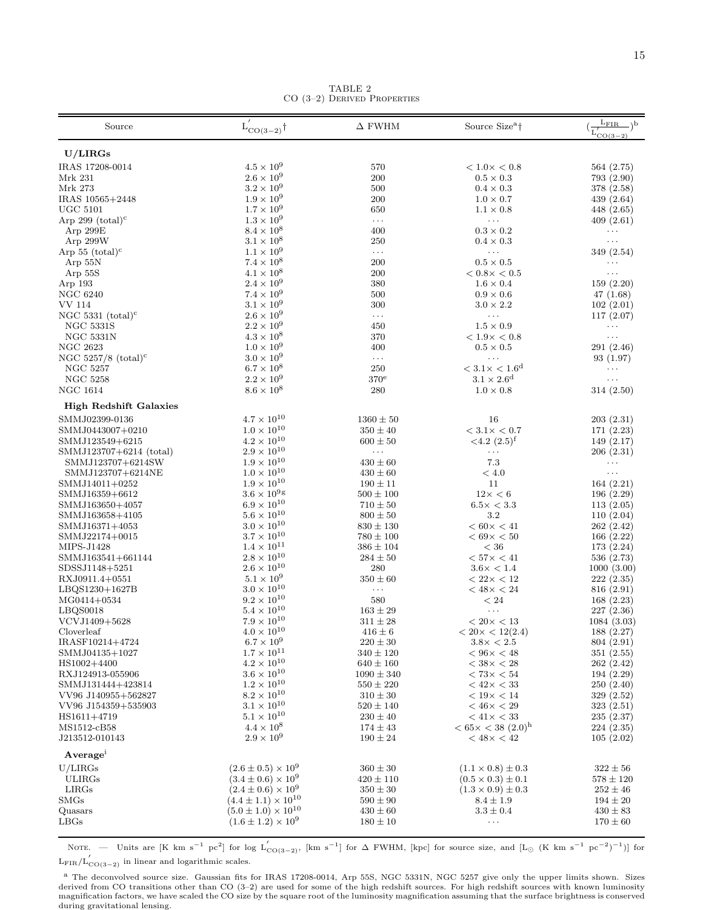TABLE 2
CO (3–2) Derived Properties

| Source | $L'_{CO(3-2)}$† | Δ FWHM | Source Size[a]† | $(\frac{L_{FIR}}{L'_{CO(3-2)}})$[b] |
|---|---|---|---|---|
| **U/LIRGs** | | | | |
| IRAS 17208-0014 | $4.5 \times 10^9$ | 570 | $< 1.0 \times < 0.8$ | 564 (2.75) |
| Mrk 231 | $2.6 \times 10^9$ | 200 | $0.5 \times 0.3$ | 793 (2.90) |
| Mrk 273 | $3.2 \times 10^9$ | 500 | $0.4 \times 0.3$ | 378 (2.58) |
| IRAS 10565+2448 | $1.9 \times 10^9$ | 200 | $1.0 \times 0.7$ | 439 (2.64) |
| UGC 5101 | $1.7 \times 10^9$ | 650 | $1.1 \times 0.8$ | 448 (2.65) |
| Arp 299 (total)[c] | $1.3 \times 10^9$ | ··· | ··· | 409 (2.61) |
| Arp 299E | $8.4 \times 10^8$ | 400 | $0.3 \times 0.2$ | ··· |
| Arp 299W | $3.1 \times 10^8$ | 250 | $0.4 \times 0.3$ | ··· |
| Arp 55 (total)[c] | $1.1 \times 10^9$ | ··· | ··· | 349 (2.54) |
| Arp 55N | $7.4 \times 10^8$ | 200 | $0.5 \times 0.5$ | ··· |
| Arp 55S | $4.1 \times 10^8$ | 200 | $< 0.8 \times < 0.5$ | ··· |
| Arp 193 | $2.4 \times 10^9$ | 380 | $1.6 \times 0.4$ | 159 (2.20) |
| NGC 6240 | $7.4 \times 10^9$ | 500 | $0.9 \times 0.6$ | 47 (1.68) |
| VV 114 | $3.1 \times 10^9$ | 300 | $3.0 \times 2.2$ | 102 (2.01) |
| NGC 5331 (total)[c] | $2.6 \times 10^9$ | ··· | ··· | 117 (2.07) |
| NGC 5331S | $2.2 \times 10^9$ | 450 | $1.5 \times 0.9$ | ··· |
| NGC 5331N | $4.3 \times 10^8$ | 370 | $< 1.9 \times < 0.8$ | ··· |
| NGC 2623 | $1.0 \times 10^9$ | 400 | $0.5 \times 0.5$ | 291 (2.46) |
| NGC 5257/8 (total)[c] | $3.0 \times 10^9$ | ··· | ··· | 93 (1.97) |
| NGC 5257 | $6.7 \times 10^8$ | 250 | $< 3.1 \times < 1.6$[d] | ··· |
| NGC 5258 | $2.2 \times 10^9$ | 370[e] | $3.1 \times 2.6$[d] | ··· |
| NGC 1614 | $8.6 \times 10^8$ | 280 | $1.0 \times 0.8$ | 314 (2.50) |
| **High Redshift Galaxies** | | | | |
| SMMJ02399-0136 | $4.7 \times 10^{10}$ | $1360 \pm 50$ | 16 | 203 (2.31) |
| SMMJ0443007+0210 | $1.0 \times 10^{10}$ | $350 \pm 40$ | $< 3.1 \times < 0.7$ | 171 (2.23) |
| SMMJ123549+6215 | $4.2 \times 10^{10}$ | $600 \pm 50$ | <4.2 (2.5)[f] | 149 (2.17) |
| SMMJ123707+6214 (total) | $2.9 \times 10^{10}$ | ··· | ··· | 206 (2.31) |
| SMMJ123707+6214SW | $1.9 \times 10^{10}$ | $430 \pm 60$ | 7.3 | ··· |
| SMMJ123707+6214NE | $1.0 \times 10^{10}$ | $430 \pm 60$ | < 4.0 | ··· |
| SMMJ14011+0252 | $1.9 \times 10^{10}$ | $190 \pm 11$ | 11 | 164 (2.21) |
| SMMJ16359+6612 | $3.6 \times 10^9$[g] | $500 \pm 100$ | $12 \times < 6$ | 196 (2.29) |
| SMMJ163650+4057 | $6.9 \times 10^{10}$ | $710 \pm 50$ | $6.5 \times < 3.3$ | 113 (2.05) |
| SMMJ163658+4105 | $5.6 \times 10^{10}$ | $800 \pm 50$ | 3.2 | 110 (2.04) |
| SMMJ16371+4053 | $3.0 \times 10^{10}$ | $830 \pm 130$ | $< 60 \times < 41$ | 262 (2.42) |
| SMMJ22174+0015 | $3.7 \times 10^{10}$ | $780 \pm 100$ | $< 69 \times < 50$ | 166 (2.22) |
| MIPS-J1428 | $1.4 \times 10^{11}$ | $386 \pm 104$ | < 36 | 173 (2.24) |
| SMMJ163541+661144 | $2.8 \times 10^{10}$ | $284 \pm 50$ | $< 57 \times < 41$ | 536 (2.73) |
| SDSSJ1148+5251 | $2.6 \times 10^{10}$ | 280 | $3.6 \times < 1.4$ | 1000 (3.00) |
| RXJ0911.4+0551 | $5.1 \times 10^9$ | $350 \pm 60$ | $< 22 \times < 12$ | 222 (2.35) |
| LBQS1230+1627B | $3.0 \times 10^{10}$ | ··· | $< 48 \times < 24$ | 816 (2.91) |
| MG0414+0534 | $9.2 \times 10^{10}$ | 580 | < 24 | 168 (2.23) |
| LBQS0018 | $5.4 \times 10^{10}$ | $163 \pm 29$ | ··· | 227 (2.36) |
| VCVJ1409+5628 | $7.9 \times 10^{10}$ | $311 \pm 28$ | $< 20 \times < 13$ | 1084 (3.03) |
| Cloverleaf | $4.0 \times 10^{10}$ | $416 \pm 6$ | $< 20 \times < 12(2.4)$ | 188 (2.27) |
| IRASF10214+4724 | $6.7 \times 10^9$ | $220 \pm 30$ | $3.8 \times < 2.5$ | 804 (2.91) |
| SMMJ04135+1027 | $1.7 \times 10^{11}$ | $340 \pm 120$ | $< 96 \times < 48$ | 351 (2.55) |
| HS1002+4400 | $4.2 \times 10^{10}$ | $640 \pm 160$ | $< 38 \times < 28$ | 262 (2.42) |
| RXJ124913-055906 | $3.6 \times 10^{10}$ | $1090 \pm 340$ | $< 73 \times < 54$ | 194 (2.29) |
| SMMJ131444+423814 | $1.2 \times 10^{10}$ | $550 \pm 220$ | $< 42 \times < 33$ | 250 (2.40) |
| VV96 J140955+562827 | $8.2 \times 10^{10}$ | $310 \pm 30$ | $< 19 \times < 14$ | 329 (2.52) |
| VV96 J154359+535903 | $3.1 \times 10^{10}$ | $520 \pm 140$ | $< 46 \times < 29$ | 323 (2.51) |
| HS1611+4719 | $5.1 \times 10^{10}$ | $230 \pm 40$ | $< 41 \times < 33$ | 235 (2.37) |
| MS1512-cB58 | $4.4 \times 10^8$ | $174 \pm 43$ | $< 65 \times < 38$ (2.0)[h] | 224 (2.35) |
| J213512-010143 | $2.9 \times 10^9$ | $190 \pm 24$ | $< 48 \times < 42$ | 105 (2.02) |
| **Average**[i] | | | | |
| U/LIRGs | $(2.6 \pm 0.5) \times 10^9$ | $360 \pm 30$ | $(1.1 \times 0.8) \pm 0.3$ | $322 \pm 56$ |
| ULIRGs | $(3.4 \pm 0.6) \times 10^9$ | $420 \pm 110$ | $(0.5 \times 0.3) \pm 0.1$ | $578 \pm 120$ |
| LIRGs | $(2.4 \pm 0.6) \times 10^9$ | $350 \pm 30$ | $(1.3 \times 0.9) \pm 0.3$ | $252 \pm 46$ |
| SMGs | $(4.4 \pm 1.1) \times 10^{10}$ | $590 \pm 90$ | $8.4 \pm 1.9$ | $194 \pm 20$ |
| Quasars | $(5.0 \pm 1.0) \times 10^{10}$ | $430 \pm 60$ | $3.3 \pm 0.4$ | $430 \pm 83$ |
| LBGs | $(1.6 \pm 1.2) \times 10^9$ | $180 \pm 10$ | ··· | $170 \pm 60$ |

Note. — Units are [K km s$^{-1}$ pc$^2$] for log $L'_{CO(3-2)}$, [km s$^{-1}$] for Δ FWHM, [kpc] for source size, and [$L_\odot$ (K km s$^{-1}$ pc$^{-2}$)$^{-1}$)] for $L_{FIR}/L'_{CO(3-2)}$ in linear and logarithmic scales.

[a] The deconvolved source size. Gaussian fits for IRAS 17208-0014, Arp 55S, NGC 5331N, NGC 5257 give only the upper limits shown. Sizes derived from CO transitions other than CO (3–2) are used for some of the high redshift sources. For high redshift sources with known luminosity magnification factors, we have scaled the CO size by the square root of the luminosity magnification assuming that the surface brightness is conserved during gravitational lensing.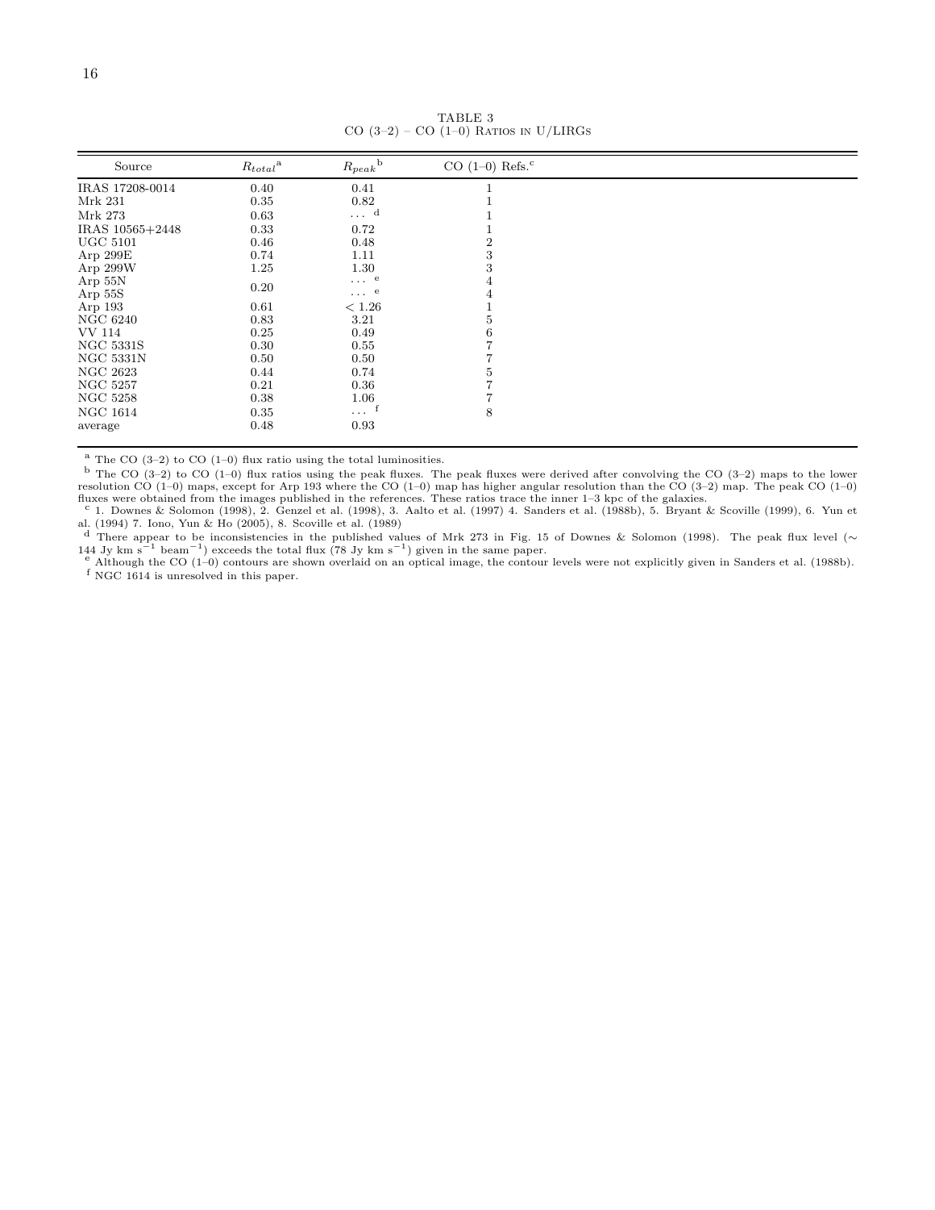TABLE 3
CO (3–2) – CO (1–0) Ratios in U/LIRGs

| Source | $R_{total}$[a] | $R_{peak}$[b] | CO (1–0) Refs.[c] |
|---|---|---|---|
| IRAS 17208-0014 | 0.40 | 0.41 | 1 |
| Mrk 231 | 0.35 | 0.82 | 1 |
| Mrk 273 | 0.63 | ...[d] | 1 |
| IRAS 10565+2448 | 0.33 | 0.72 | 1 |
| UGC 5101 | 0.46 | 0.48 | 2 |
| Arp 299E | 0.74 | 1.11 | 3 |
| Arp 299W | 1.25 | 1.30 | 3 |
| Arp 55N | 0.20 | ...[e] | 4 |
| Arp 55S | | ...[e] | 4 |
| Arp 193 | 0.61 | $< 1.26$ | 1 |
| NGC 6240 | 0.83 | 3.21 | 5 |
| VV 114 | 0.25 | 0.49 | 6 |
| NGC 5331S | 0.30 | 0.55 | 7 |
| NGC 5331N | 0.50 | 0.50 | 7 |
| NGC 2623 | 0.44 | 0.74 | 5 |
| NGC 5257 | 0.21 | 0.36 | 7 |
| NGC 5258 | 0.38 | 1.06 | 7 |
| NGC 1614 | 0.35 | ...[f] | 8 |
| average | 0.48 | 0.93 | |

[a] The CO (3–2) to CO (1–0) flux ratio using the total luminosities.

[b] The CO (3–2) to CO (1–0) flux ratios using the peak fluxes. The peak fluxes were derived after convolving the CO (3–2) maps to the lower resolution CO (1–0) maps, except for Arp 193 where the CO (1–0) map has higher angular resolution than the CO (3–2) map. The peak CO (1–0) fluxes were obtained from the images published in the references. These ratios trace the inner 1–3 kpc of the galaxies.

[c] 1. Downes & Solomon (1998), 2. Genzel et al. (1998), 3. Aalto et al. (1997) 4. Sanders et al. (1988b), 5. Bryant & Scoville (1999), 6. Yun et al. (1994) 7. Iono, Yun & Ho (2005), 8. Scoville et al. (1989)

[d] There appear to be inconsistencies in the published values of Mrk 273 in Fig. 15 of Downes & Solomon (1998). The peak flux level ($\sim$ 144 Jy km s$^{-1}$ beam$^{-1}$) exceeds the total flux (78 Jy km s$^{-1}$) given in the same paper.

[e] Although the CO (1–0) contours are shown overlaid on an optical image, the contour levels were not explicitly given in Sanders et al. (1988b).

[f] NGC 1614 is unresolved in this paper.